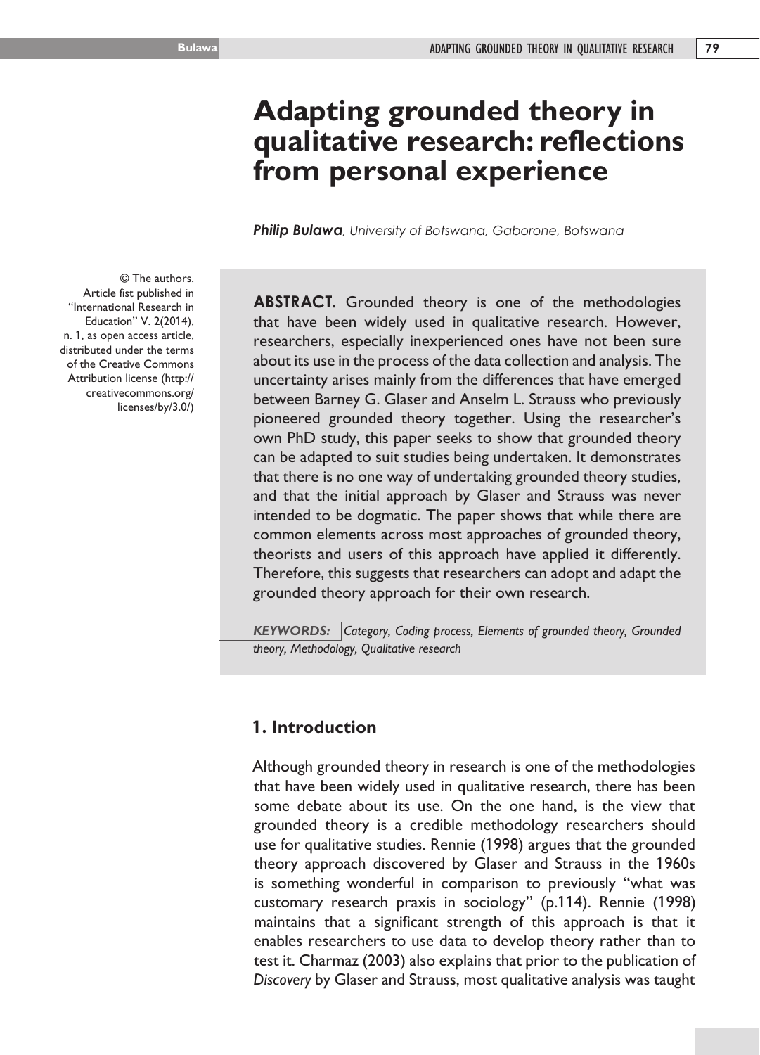# Adapting grounded theory in qualitative research: reflections from personal experience

***Philip Bulawa**, University of Botswana, Gaborone, Botswana*

© The authors. Article fist published in "International Research in Education" V. 2(2014), n. 1, as open access article, distributed under the terms of the Creative Commons Attribution license (http://creativecommons.org/licenses/by/3.0/)

**ABSTRACT.** Grounded theory is one of the methodologies that have been widely used in qualitative research. However, researchers, especially inexperienced ones have not been sure about its use in the process of the data collection and analysis. The uncertainty arises mainly from the differences that have emerged between Barney G. Glaser and Anselm L. Strauss who previously pioneered grounded theory together. Using the researcher's own PhD study, this paper seeks to show that grounded theory can be adapted to suit studies being undertaken. It demonstrates that there is no one way of undertaking grounded theory studies, and that the initial approach by Glaser and Strauss was never intended to be dogmatic. The paper shows that while there are common elements across most approaches of grounded theory, theorists and users of this approach have applied it differently. Therefore, this suggests that researchers can adopt and adapt the grounded theory approach for their own research.

***KEYWORDS:*** *Category, Coding process, Elements of grounded theory, Grounded theory, Methodology, Qualitative research*

## 1. Introduction

Although grounded theory in research is one of the methodologies that have been widely used in qualitative research, there has been some debate about its use. On the one hand, is the view that grounded theory is a credible methodology researchers should use for qualitative studies. Rennie (1998) argues that the grounded theory approach discovered by Glaser and Strauss in the 1960s is something wonderful in comparison to previously "what was customary research praxis in sociology" (p.114). Rennie (1998) maintains that a significant strength of this approach is that it enables researchers to use data to develop theory rather than to test it. Charmaz (2003) also explains that prior to the publication of *Discovery* by Glaser and Strauss, most qualitative analysis was taught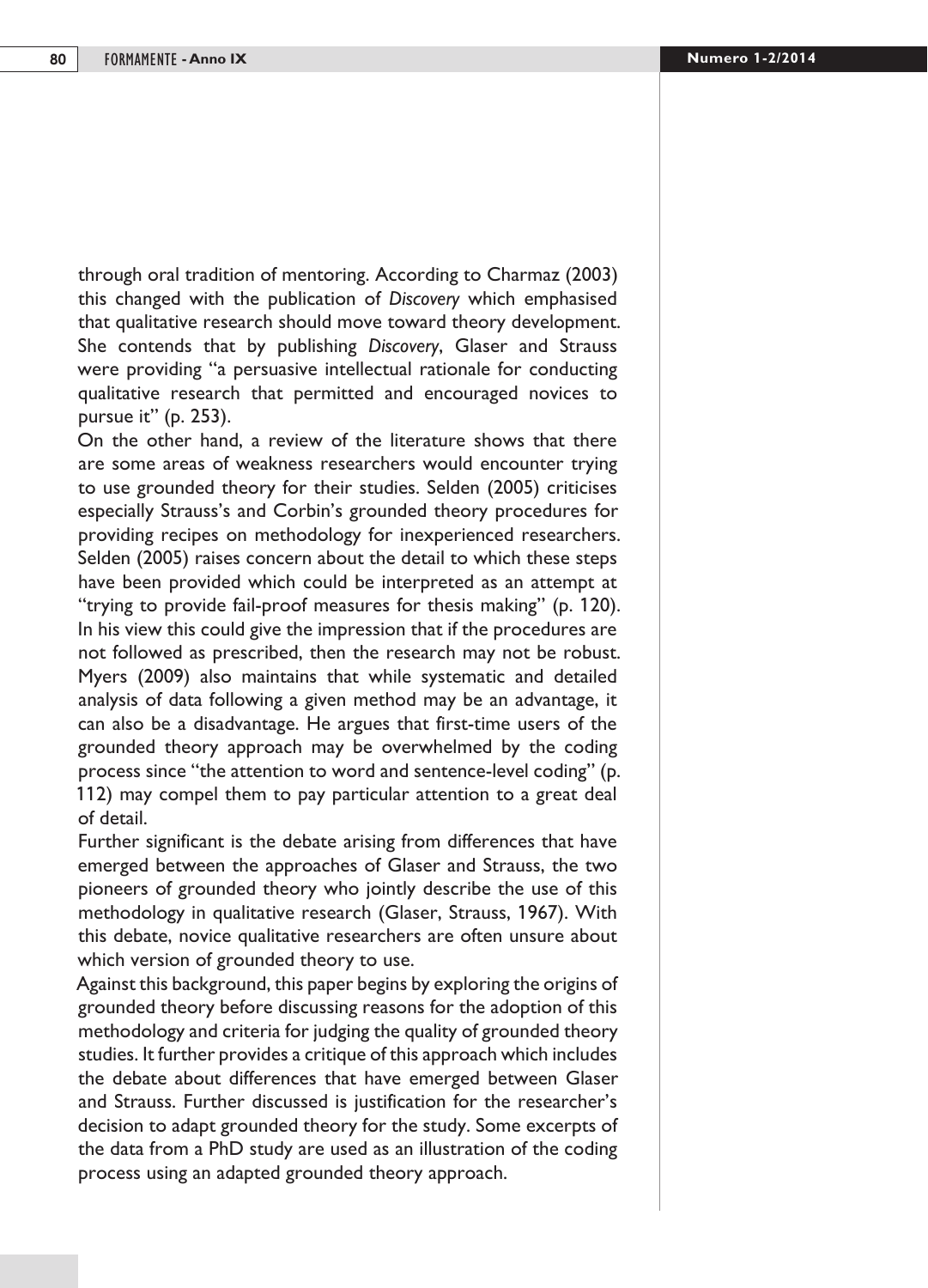through oral tradition of mentoring. According to Charmaz (2003) this changed with the publication of *Discovery* which emphasised that qualitative research should move toward theory development. She contends that by publishing *Discovery*, Glaser and Strauss were providing "a persuasive intellectual rationale for conducting qualitative research that permitted and encouraged novices to pursue it" (p. 253).

On the other hand, a review of the literature shows that there are some areas of weakness researchers would encounter trying to use grounded theory for their studies. Selden (2005) criticises especially Strauss's and Corbin's grounded theory procedures for providing recipes on methodology for inexperienced researchers. Selden (2005) raises concern about the detail to which these steps have been provided which could be interpreted as an attempt at "trying to provide fail-proof measures for thesis making" (p. 120). In his view this could give the impression that if the procedures are not followed as prescribed, then the research may not be robust. Myers (2009) also maintains that while systematic and detailed analysis of data following a given method may be an advantage, it can also be a disadvantage. He argues that first-time users of the grounded theory approach may be overwhelmed by the coding process since "the attention to word and sentence-level coding" (p. 112) may compel them to pay particular attention to a great deal of detail.

Further significant is the debate arising from differences that have emerged between the approaches of Glaser and Strauss, the two pioneers of grounded theory who jointly describe the use of this methodology in qualitative research (Glaser, Strauss, 1967). With this debate, novice qualitative researchers are often unsure about which version of grounded theory to use.

Against this background, this paper begins by exploring the origins of grounded theory before discussing reasons for the adoption of this methodology and criteria for judging the quality of grounded theory studies. It further provides a critique of this approach which includes the debate about differences that have emerged between Glaser and Strauss. Further discussed is justification for the researcher's decision to adapt grounded theory for the study. Some excerpts of the data from a PhD study are used as an illustration of the coding process using an adapted grounded theory approach.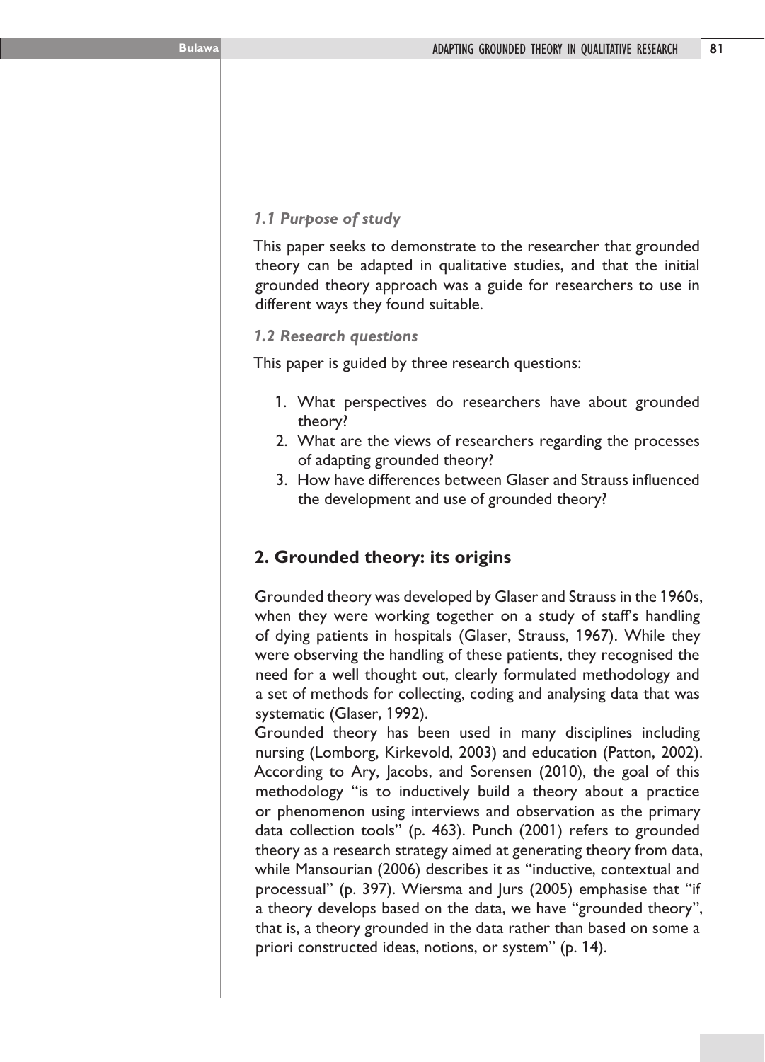### *1.1 Purpose of study*

This paper seeks to demonstrate to the researcher that grounded theory can be adapted in qualitative studies, and that the initial grounded theory approach was a guide for researchers to use in different ways they found suitable.

### *1.2 Research questions*

This paper is guided by three research questions:

1. What perspectives do researchers have about grounded theory?
2. What are the views of researchers regarding the processes of adapting grounded theory?
3. How have differences between Glaser and Strauss influenced the development and use of grounded theory?

## 2. Grounded theory: its origins

Grounded theory was developed by Glaser and Strauss in the 1960s, when they were working together on a study of staff's handling of dying patients in hospitals (Glaser, Strauss, 1967). While they were observing the handling of these patients, they recognised the need for a well thought out, clearly formulated methodology and a set of methods for collecting, coding and analysing data that was systematic (Glaser, 1992).

Grounded theory has been used in many disciplines including nursing (Lomborg, Kirkevold, 2003) and education (Patton, 2002). According to Ary, Jacobs, and Sorensen (2010), the goal of this methodology "is to inductively build a theory about a practice or phenomenon using interviews and observation as the primary data collection tools" (p. 463). Punch (2001) refers to grounded theory as a research strategy aimed at generating theory from data, while Mansourian (2006) describes it as "inductive, contextual and processual" (p. 397). Wiersma and Jurs (2005) emphasise that "if a theory develops based on the data, we have "grounded theory", that is, a theory grounded in the data rather than based on some a priori constructed ideas, notions, or system" (p. 14).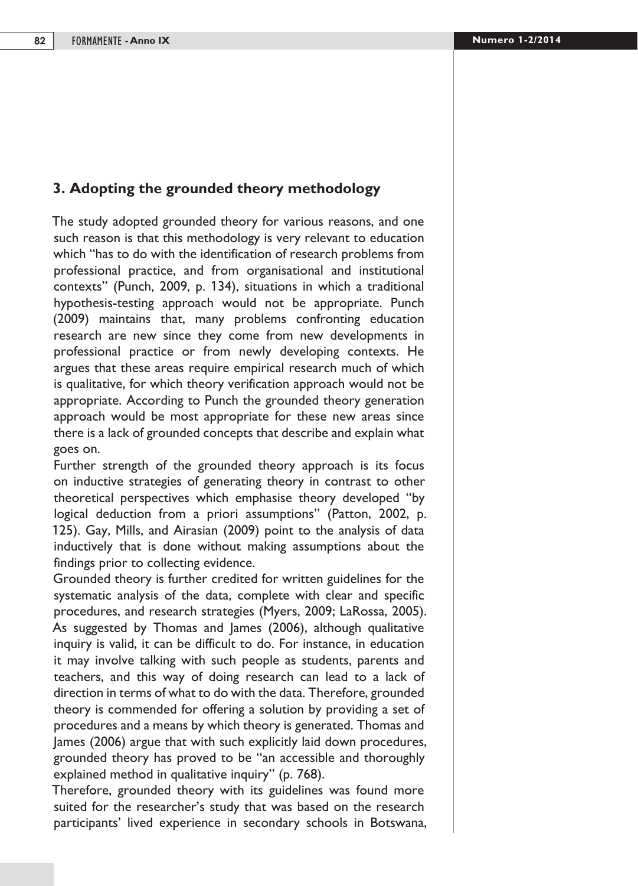## 3. Adopting the grounded theory methodology

The study adopted grounded theory for various reasons, and one such reason is that this methodology is very relevant to education which "has to do with the identification of research problems from professional practice, and from organisational and institutional contexts" (Punch, 2009, p. 134), situations in which a traditional hypothesis-testing approach would not be appropriate. Punch (2009) maintains that, many problems confronting education research are new since they come from new developments in professional practice or from newly developing contexts. He argues that these areas require empirical research much of which is qualitative, for which theory verification approach would not be appropriate. According to Punch the grounded theory generation approach would be most appropriate for these new areas since there is a lack of grounded concepts that describe and explain what goes on.

Further strength of the grounded theory approach is its focus on inductive strategies of generating theory in contrast to other theoretical perspectives which emphasise theory developed "by logical deduction from a priori assumptions" (Patton, 2002, p. 125). Gay, Mills, and Airasian (2009) point to the analysis of data inductively that is done without making assumptions about the findings prior to collecting evidence.

Grounded theory is further credited for written guidelines for the systematic analysis of the data, complete with clear and specific procedures, and research strategies (Myers, 2009; LaRossa, 2005). As suggested by Thomas and James (2006), although qualitative inquiry is valid, it can be difficult to do. For instance, in education it may involve talking with such people as students, parents and teachers, and this way of doing research can lead to a lack of direction in terms of what to do with the data. Therefore, grounded theory is commended for offering a solution by providing a set of procedures and a means by which theory is generated. Thomas and James (2006) argue that with such explicitly laid down procedures, grounded theory has proved to be "an accessible and thoroughly explained method in qualitative inquiry" (p. 768).

Therefore, grounded theory with its guidelines was found more suited for the researcher's study that was based on the research participants' lived experience in secondary schools in Botswana,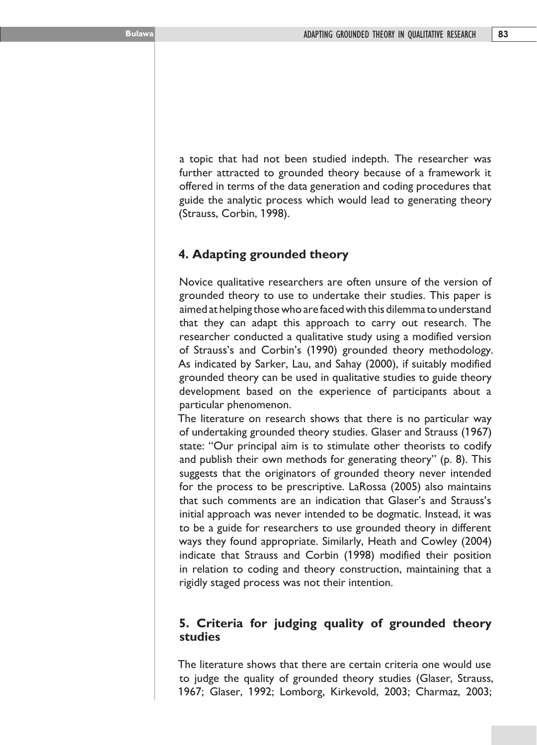a topic that had not been studied indepth. The researcher was further attracted to grounded theory because of a framework it offered in terms of the data generation and coding procedures that guide the analytic process which would lead to generating theory (Strauss, Corbin, 1998).

## 4. Adapting grounded theory

Novice qualitative researchers are often unsure of the version of grounded theory to use to undertake their studies. This paper is aimed at helping those who are faced with this dilemma to understand that they can adapt this approach to carry out research. The researcher conducted a qualitative study using a modified version of Strauss's and Corbin's (1990) grounded theory methodology. As indicated by Sarker, Lau, and Sahay (2000), if suitably modified grounded theory can be used in qualitative studies to guide theory development based on the experience of participants about a particular phenomenon.

The literature on research shows that there is no particular way of undertaking grounded theory studies. Glaser and Strauss (1967) state: "Our principal aim is to stimulate other theorists to codify and publish their own methods for generating theory" (p. 8). This suggests that the originators of grounded theory never intended for the process to be prescriptive. LaRossa (2005) also maintains that such comments are an indication that Glaser's and Strauss's initial approach was never intended to be dogmatic. Instead, it was to be a guide for researchers to use grounded theory in different ways they found appropriate. Similarly, Heath and Cowley (2004) indicate that Strauss and Corbin (1998) modified their position in relation to coding and theory construction, maintaining that a rigidly staged process was not their intention.

## 5. Criteria for judging quality of grounded theory studies

The literature shows that there are certain criteria one would use to judge the quality of grounded theory studies (Glaser, Strauss, 1967; Glaser, 1992; Lomborg, Kirkevold, 2003; Charmaz, 2003;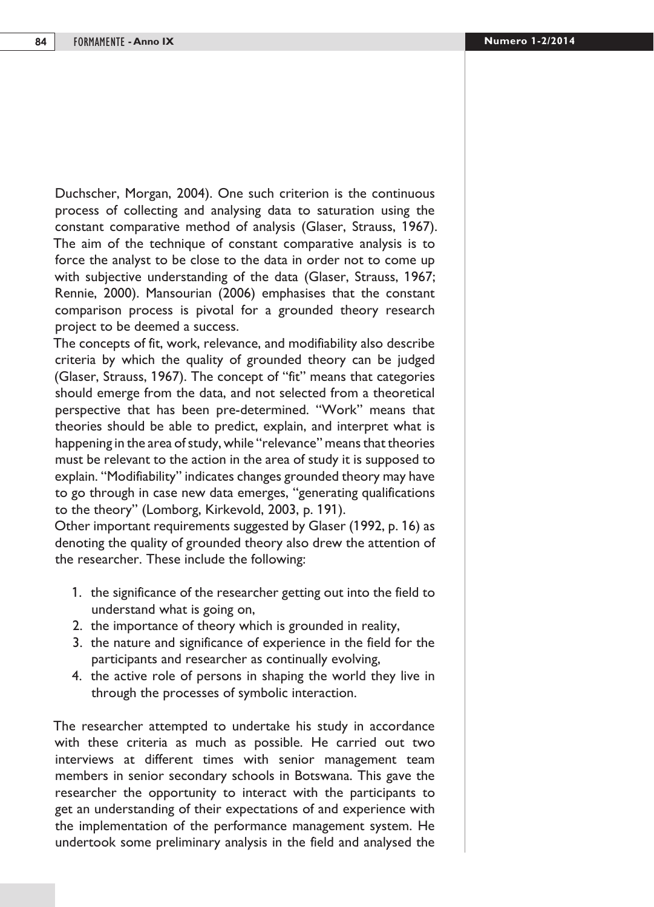Duchscher, Morgan, 2004). One such criterion is the continuous process of collecting and analysing data to saturation using the constant comparative method of analysis (Glaser, Strauss, 1967). The aim of the technique of constant comparative analysis is to force the analyst to be close to the data in order not to come up with subjective understanding of the data (Glaser, Strauss, 1967; Rennie, 2000). Mansourian (2006) emphasises that the constant comparison process is pivotal for a grounded theory research project to be deemed a success.

The concepts of fit, work, relevance, and modifiability also describe criteria by which the quality of grounded theory can be judged (Glaser, Strauss, 1967). The concept of "fit" means that categories should emerge from the data, and not selected from a theoretical perspective that has been pre-determined. "Work" means that theories should be able to predict, explain, and interpret what is happening in the area of study, while "relevance" means that theories must be relevant to the action in the area of study it is supposed to explain. "Modifiability" indicates changes grounded theory may have to go through in case new data emerges, "generating qualifications to the theory" (Lomborg, Kirkevold, 2003, p. 191).

Other important requirements suggested by Glaser (1992, p. 16) as denoting the quality of grounded theory also drew the attention of the researcher. These include the following:

1. the significance of the researcher getting out into the field to understand what is going on,
2. the importance of theory which is grounded in reality,
3. the nature and significance of experience in the field for the participants and researcher as continually evolving,
4. the active role of persons in shaping the world they live in through the processes of symbolic interaction.

The researcher attempted to undertake his study in accordance with these criteria as much as possible. He carried out two interviews at different times with senior management team members in senior secondary schools in Botswana. This gave the researcher the opportunity to interact with the participants to get an understanding of their expectations of and experience with the implementation of the performance management system. He undertook some preliminary analysis in the field and analysed the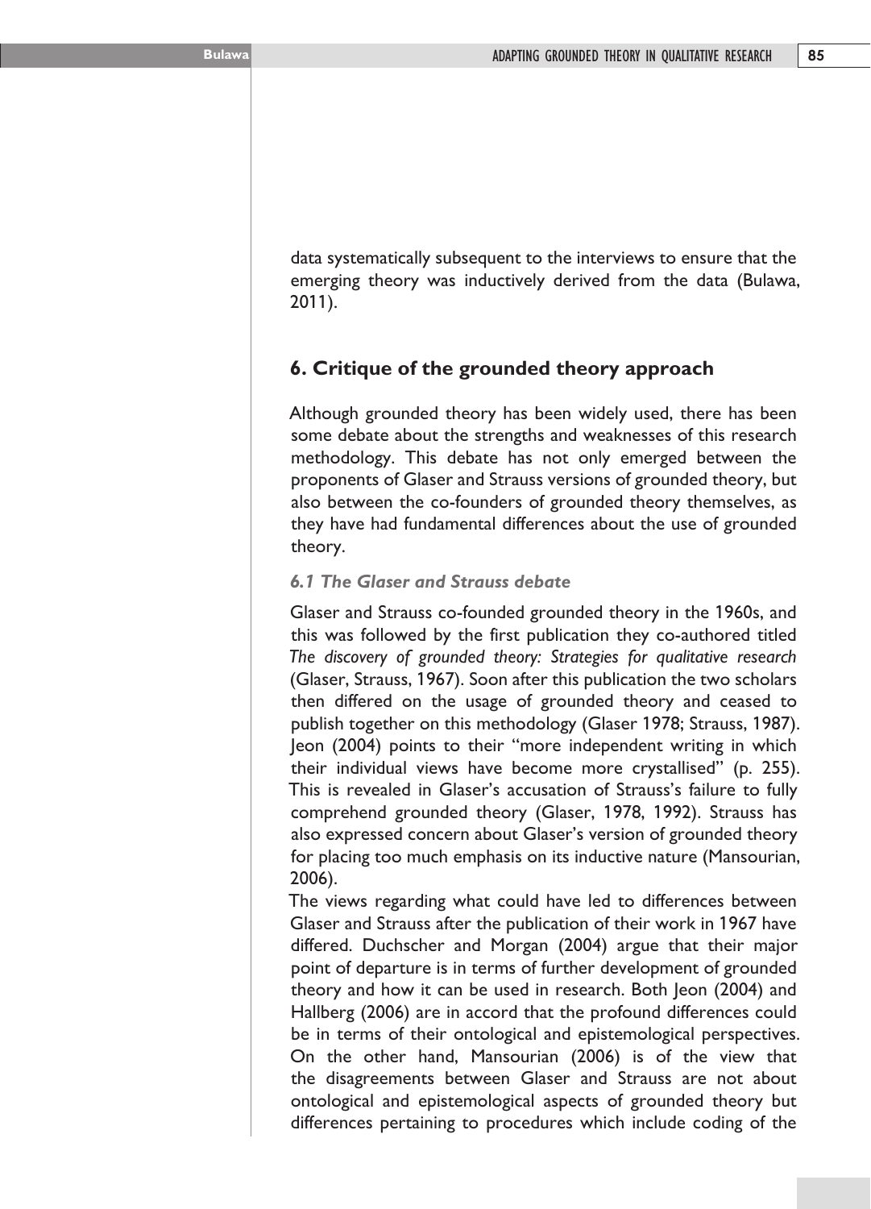data systematically subsequent to the interviews to ensure that the emerging theory was inductively derived from the data (Bulawa, 2011).

## 6. Critique of the grounded theory approach

Although grounded theory has been widely used, there has been some debate about the strengths and weaknesses of this research methodology. This debate has not only emerged between the proponents of Glaser and Strauss versions of grounded theory, but also between the co-founders of grounded theory themselves, as they have had fundamental differences about the use of grounded theory.

### *6.1 The Glaser and Strauss debate*

Glaser and Strauss co-founded grounded theory in the 1960s, and this was followed by the first publication they co-authored titled *The discovery of grounded theory: Strategies for qualitative research* (Glaser, Strauss, 1967). Soon after this publication the two scholars then differed on the usage of grounded theory and ceased to publish together on this methodology (Glaser 1978; Strauss, 1987). Jeon (2004) points to their "more independent writing in which their individual views have become more crystallised" (p. 255). This is revealed in Glaser's accusation of Strauss's failure to fully comprehend grounded theory (Glaser, 1978, 1992). Strauss has also expressed concern about Glaser's version of grounded theory for placing too much emphasis on its inductive nature (Mansourian, 2006).

The views regarding what could have led to differences between Glaser and Strauss after the publication of their work in 1967 have differed. Duchscher and Morgan (2004) argue that their major point of departure is in terms of further development of grounded theory and how it can be used in research. Both Jeon (2004) and Hallberg (2006) are in accord that the profound differences could be in terms of their ontological and epistemological perspectives. On the other hand, Mansourian (2006) is of the view that the disagreements between Glaser and Strauss are not about ontological and epistemological aspects of grounded theory but differences pertaining to procedures which include coding of the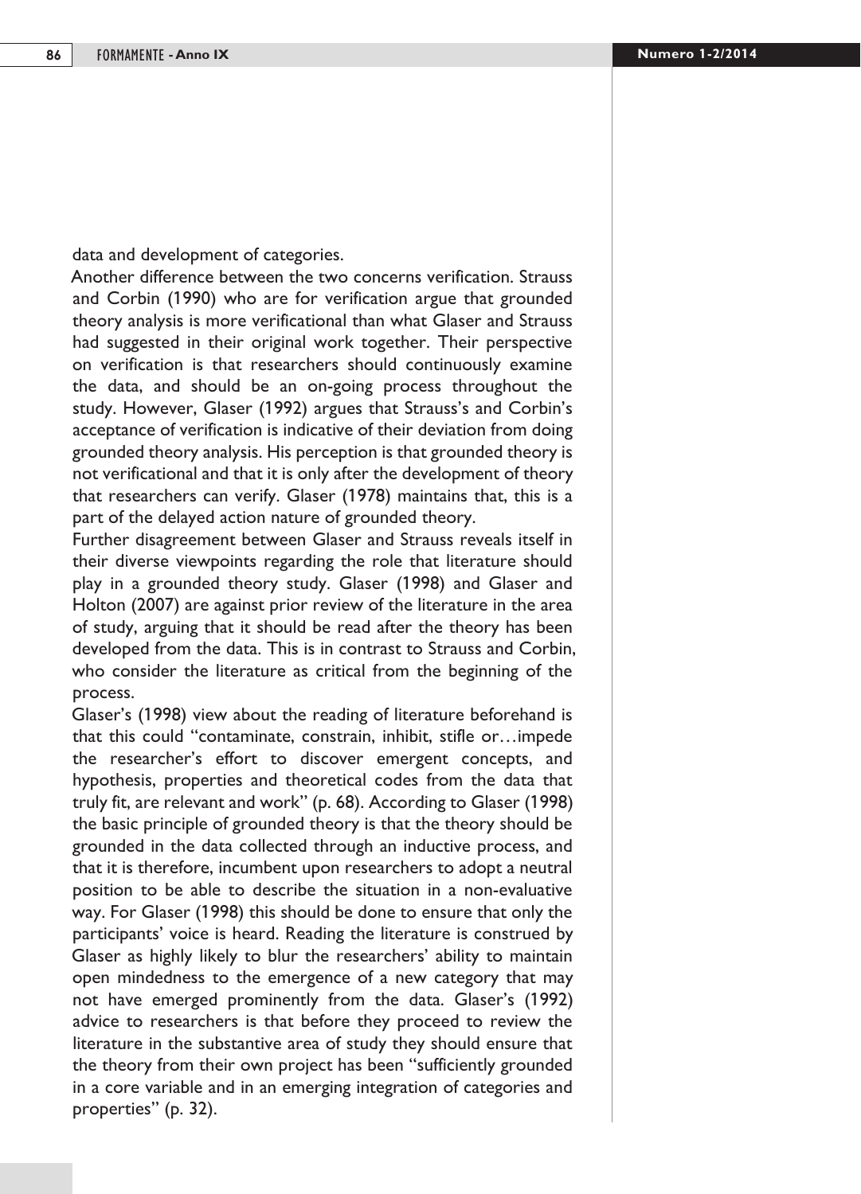data and development of categories.

Another difference between the two concerns verification. Strauss and Corbin (1990) who are for verification argue that grounded theory analysis is more verificational than what Glaser and Strauss had suggested in their original work together. Their perspective on verification is that researchers should continuously examine the data, and should be an on-going process throughout the study. However, Glaser (1992) argues that Strauss's and Corbin's acceptance of verification is indicative of their deviation from doing grounded theory analysis. His perception is that grounded theory is not verificational and that it is only after the development of theory that researchers can verify. Glaser (1978) maintains that, this is a part of the delayed action nature of grounded theory.

Further disagreement between Glaser and Strauss reveals itself in their diverse viewpoints regarding the role that literature should play in a grounded theory study. Glaser (1998) and Glaser and Holton (2007) are against prior review of the literature in the area of study, arguing that it should be read after the theory has been developed from the data. This is in contrast to Strauss and Corbin, who consider the literature as critical from the beginning of the process.

Glaser's (1998) view about the reading of literature beforehand is that this could "contaminate, constrain, inhibit, stifle or…impede the researcher's effort to discover emergent concepts, and hypothesis, properties and theoretical codes from the data that truly fit, are relevant and work" (p. 68). According to Glaser (1998) the basic principle of grounded theory is that the theory should be grounded in the data collected through an inductive process, and that it is therefore, incumbent upon researchers to adopt a neutral position to be able to describe the situation in a non-evaluative way. For Glaser (1998) this should be done to ensure that only the participants' voice is heard. Reading the literature is construed by Glaser as highly likely to blur the researchers' ability to maintain open mindedness to the emergence of a new category that may not have emerged prominently from the data. Glaser's (1992) advice to researchers is that before they proceed to review the literature in the substantive area of study they should ensure that the theory from their own project has been "sufficiently grounded in a core variable and in an emerging integration of categories and properties" (p. 32).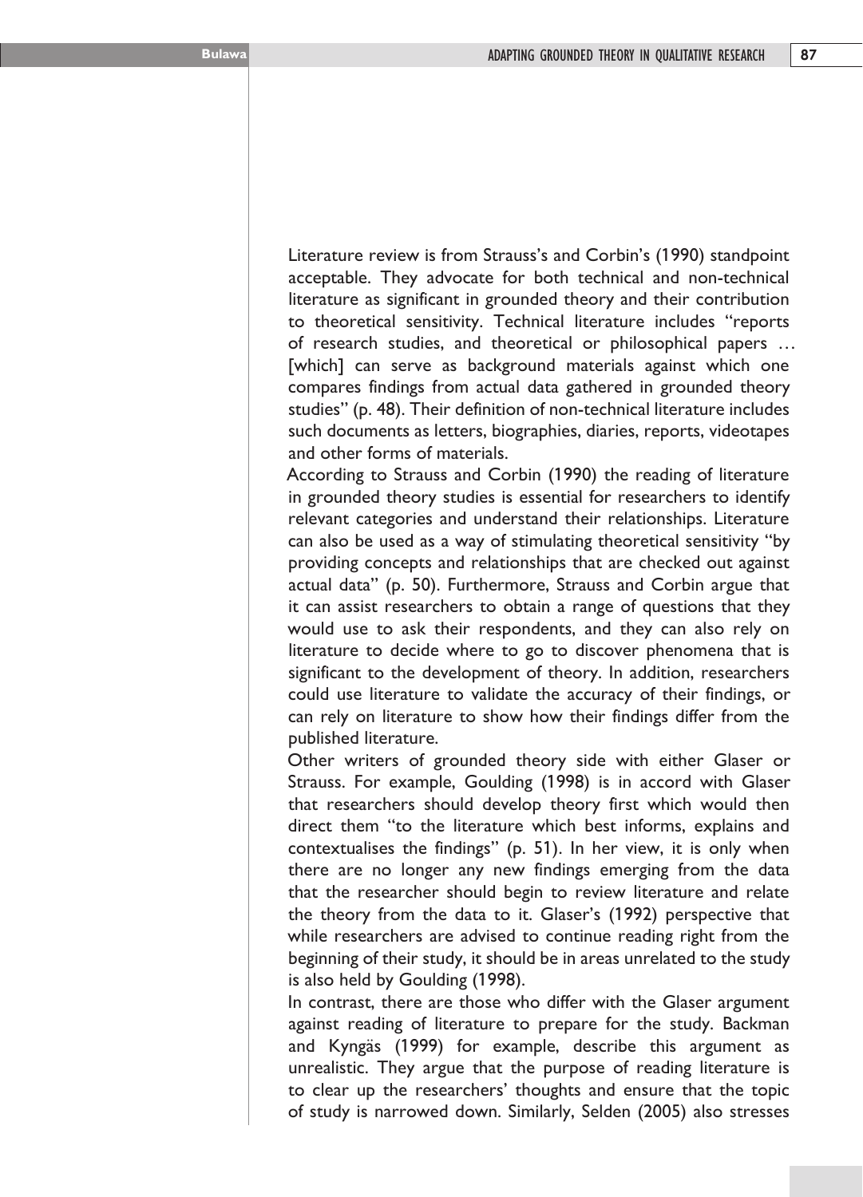Literature review is from Strauss's and Corbin's (1990) standpoint acceptable. They advocate for both technical and non-technical literature as significant in grounded theory and their contribution to theoretical sensitivity. Technical literature includes "reports of research studies, and theoretical or philosophical papers … [which] can serve as background materials against which one compares findings from actual data gathered in grounded theory studies" (p. 48). Their definition of non-technical literature includes such documents as letters, biographies, diaries, reports, videotapes and other forms of materials.

According to Strauss and Corbin (1990) the reading of literature in grounded theory studies is essential for researchers to identify relevant categories and understand their relationships. Literature can also be used as a way of stimulating theoretical sensitivity "by providing concepts and relationships that are checked out against actual data" (p. 50). Furthermore, Strauss and Corbin argue that it can assist researchers to obtain a range of questions that they would use to ask their respondents, and they can also rely on literature to decide where to go to discover phenomena that is significant to the development of theory. In addition, researchers could use literature to validate the accuracy of their findings, or can rely on literature to show how their findings differ from the published literature.

Other writers of grounded theory side with either Glaser or Strauss. For example, Goulding (1998) is in accord with Glaser that researchers should develop theory first which would then direct them "to the literature which best informs, explains and contextualises the findings" (p. 51). In her view, it is only when there are no longer any new findings emerging from the data that the researcher should begin to review literature and relate the theory from the data to it. Glaser's (1992) perspective that while researchers are advised to continue reading right from the beginning of their study, it should be in areas unrelated to the study is also held by Goulding (1998).

In contrast, there are those who differ with the Glaser argument against reading of literature to prepare for the study. Backman and Kyngäs (1999) for example, describe this argument as unrealistic. They argue that the purpose of reading literature is to clear up the researchers' thoughts and ensure that the topic of study is narrowed down. Similarly, Selden (2005) also stresses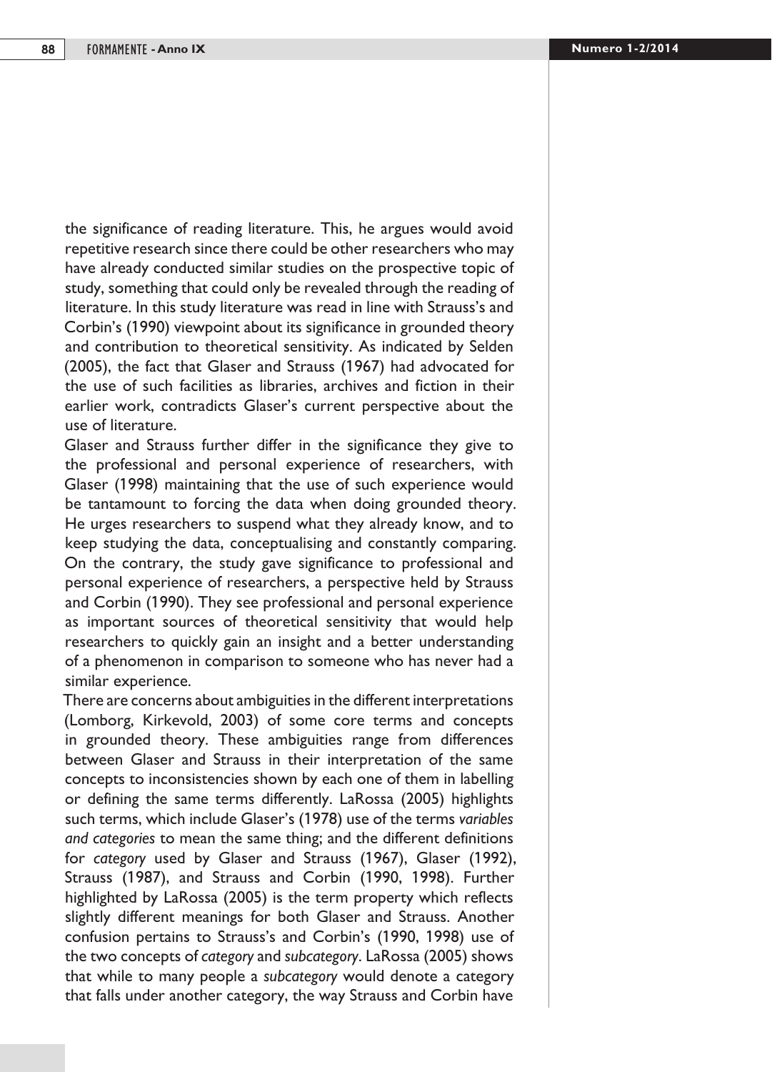the significance of reading literature. This, he argues would avoid repetitive research since there could be other researchers who may have already conducted similar studies on the prospective topic of study, something that could only be revealed through the reading of literature. In this study literature was read in line with Strauss's and Corbin's (1990) viewpoint about its significance in grounded theory and contribution to theoretical sensitivity. As indicated by Selden (2005), the fact that Glaser and Strauss (1967) had advocated for the use of such facilities as libraries, archives and fiction in their earlier work, contradicts Glaser's current perspective about the use of literature.

Glaser and Strauss further differ in the significance they give to the professional and personal experience of researchers, with Glaser (1998) maintaining that the use of such experience would be tantamount to forcing the data when doing grounded theory. He urges researchers to suspend what they already know, and to keep studying the data, conceptualising and constantly comparing. On the contrary, the study gave significance to professional and personal experience of researchers, a perspective held by Strauss and Corbin (1990). They see professional and personal experience as important sources of theoretical sensitivity that would help researchers to quickly gain an insight and a better understanding of a phenomenon in comparison to someone who has never had a similar experience.

There are concerns about ambiguities in the different interpretations (Lomborg, Kirkevold, 2003) of some core terms and concepts in grounded theory. These ambiguities range from differences between Glaser and Strauss in their interpretation of the same concepts to inconsistencies shown by each one of them in labelling or defining the same terms differently. LaRossa (2005) highlights such terms, which include Glaser's (1978) use of the terms *variables and categories* to mean the same thing; and the different definitions for *category* used by Glaser and Strauss (1967), Glaser (1992), Strauss (1987), and Strauss and Corbin (1990, 1998). Further highlighted by LaRossa (2005) is the term property which reflects slightly different meanings for both Glaser and Strauss. Another confusion pertains to Strauss's and Corbin's (1990, 1998) use of the two concepts of *category* and *subcategory*. LaRossa (2005) shows that while to many people a *subcategory* would denote a category that falls under another category, the way Strauss and Corbin have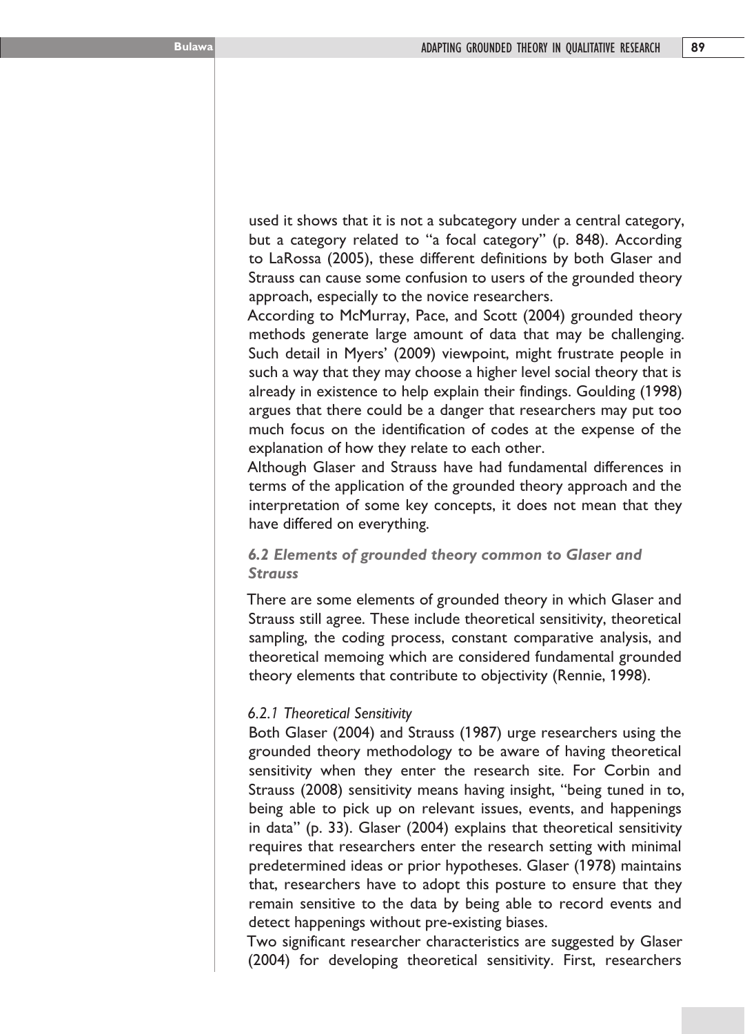used it shows that it is not a subcategory under a central category, but a category related to "a focal category" (p. 848). According to LaRossa (2005), these different definitions by both Glaser and Strauss can cause some confusion to users of the grounded theory approach, especially to the novice researchers.

According to McMurray, Pace, and Scott (2004) grounded theory methods generate large amount of data that may be challenging. Such detail in Myers' (2009) viewpoint, might frustrate people in such a way that they may choose a higher level social theory that is already in existence to help explain their findings. Goulding (1998) argues that there could be a danger that researchers may put too much focus on the identification of codes at the expense of the explanation of how they relate to each other.

Although Glaser and Strauss have had fundamental differences in terms of the application of the grounded theory approach and the interpretation of some key concepts, it does not mean that they have differed on everything.

### *6.2 Elements of grounded theory common to Glaser and Strauss*

There are some elements of grounded theory in which Glaser and Strauss still agree. These include theoretical sensitivity, theoretical sampling, the coding process, constant comparative analysis, and theoretical memoing which are considered fundamental grounded theory elements that contribute to objectivity (Rennie, 1998).

#### *6.2.1 Theoretical Sensitivity*

Both Glaser (2004) and Strauss (1987) urge researchers using the grounded theory methodology to be aware of having theoretical sensitivity when they enter the research site. For Corbin and Strauss (2008) sensitivity means having insight, "being tuned in to, being able to pick up on relevant issues, events, and happenings in data" (p. 33). Glaser (2004) explains that theoretical sensitivity requires that researchers enter the research setting with minimal predetermined ideas or prior hypotheses. Glaser (1978) maintains that, researchers have to adopt this posture to ensure that they remain sensitive to the data by being able to record events and detect happenings without pre-existing biases.

Two significant researcher characteristics are suggested by Glaser (2004) for developing theoretical sensitivity. First, researchers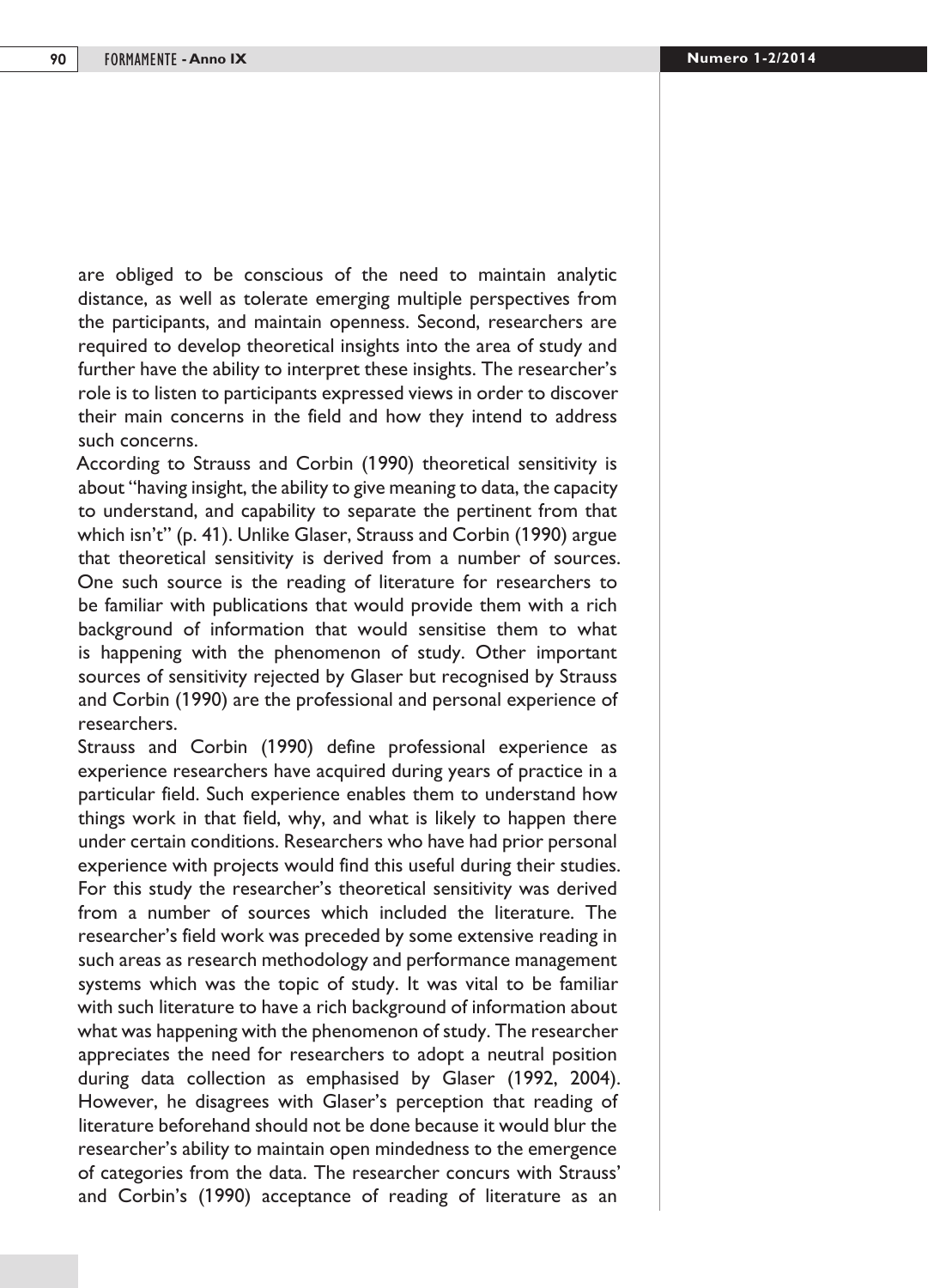are obliged to be conscious of the need to maintain analytic distance, as well as tolerate emerging multiple perspectives from the participants, and maintain openness. Second, researchers are required to develop theoretical insights into the area of study and further have the ability to interpret these insights. The researcher's role is to listen to participants expressed views in order to discover their main concerns in the field and how they intend to address such concerns.

According to Strauss and Corbin (1990) theoretical sensitivity is about "having insight, the ability to give meaning to data, the capacity to understand, and capability to separate the pertinent from that which isn't" (p. 41). Unlike Glaser, Strauss and Corbin (1990) argue that theoretical sensitivity is derived from a number of sources. One such source is the reading of literature for researchers to be familiar with publications that would provide them with a rich background of information that would sensitise them to what is happening with the phenomenon of study. Other important sources of sensitivity rejected by Glaser but recognised by Strauss and Corbin (1990) are the professional and personal experience of researchers.

Strauss and Corbin (1990) define professional experience as experience researchers have acquired during years of practice in a particular field. Such experience enables them to understand how things work in that field, why, and what is likely to happen there under certain conditions. Researchers who have had prior personal experience with projects would find this useful during their studies. For this study the researcher's theoretical sensitivity was derived from a number of sources which included the literature. The researcher's field work was preceded by some extensive reading in such areas as research methodology and performance management systems which was the topic of study. It was vital to be familiar with such literature to have a rich background of information about what was happening with the phenomenon of study. The researcher appreciates the need for researchers to adopt a neutral position during data collection as emphasised by Glaser (1992, 2004). However, he disagrees with Glaser's perception that reading of literature beforehand should not be done because it would blur the researcher's ability to maintain open mindedness to the emergence of categories from the data. The researcher concurs with Strauss' and Corbin's (1990) acceptance of reading of literature as an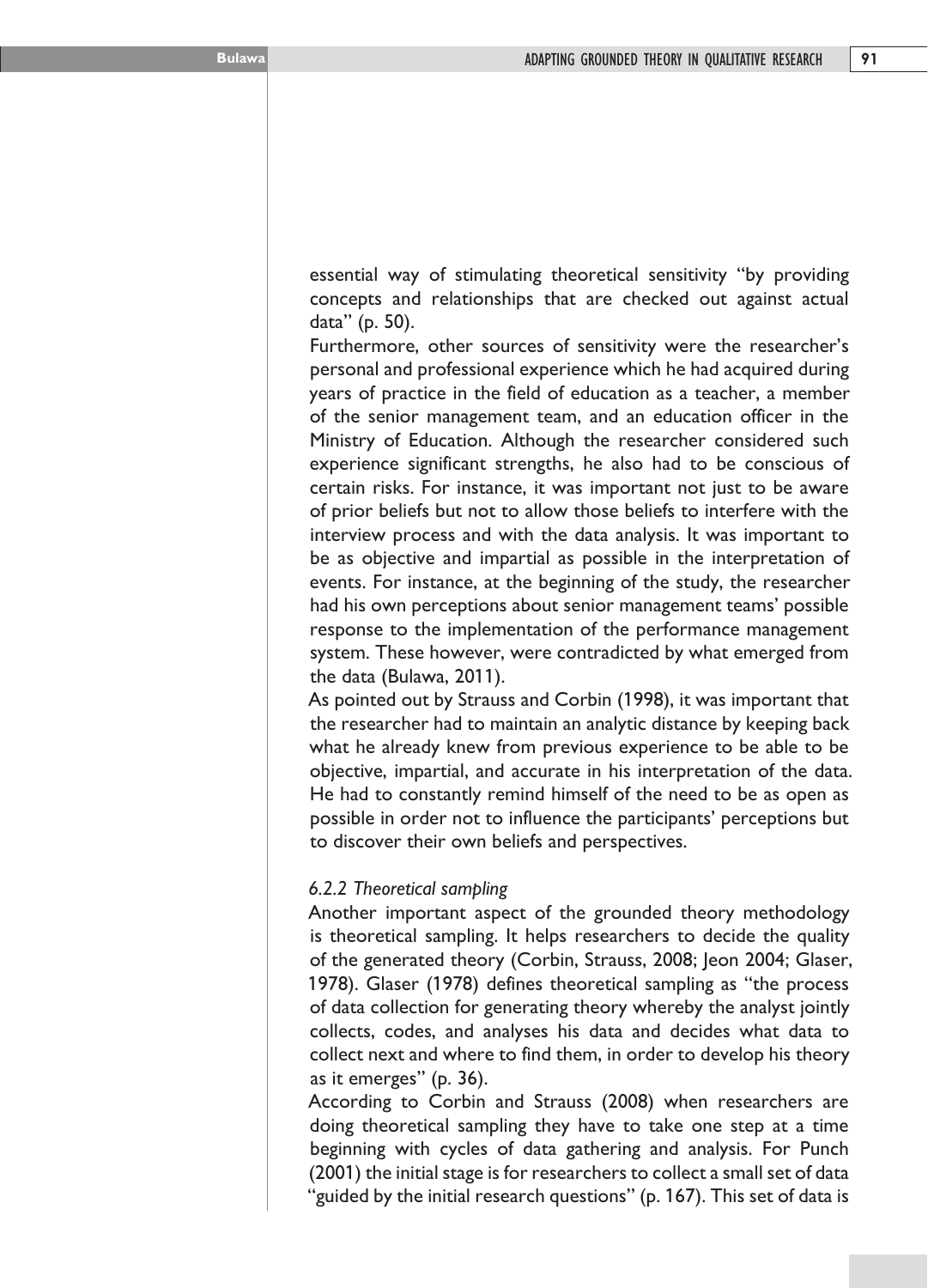essential way of stimulating theoretical sensitivity "by providing concepts and relationships that are checked out against actual data" (p. 50).

Furthermore, other sources of sensitivity were the researcher's personal and professional experience which he had acquired during years of practice in the field of education as a teacher, a member of the senior management team, and an education officer in the Ministry of Education. Although the researcher considered such experience significant strengths, he also had to be conscious of certain risks. For instance, it was important not just to be aware of prior beliefs but not to allow those beliefs to interfere with the interview process and with the data analysis. It was important to be as objective and impartial as possible in the interpretation of events. For instance, at the beginning of the study, the researcher had his own perceptions about senior management teams' possible response to the implementation of the performance management system. These however, were contradicted by what emerged from the data (Bulawa, 2011).

As pointed out by Strauss and Corbin (1998), it was important that the researcher had to maintain an analytic distance by keeping back what he already knew from previous experience to be able to be objective, impartial, and accurate in his interpretation of the data. He had to constantly remind himself of the need to be as open as possible in order not to influence the participants' perceptions but to discover their own beliefs and perspectives.

### *6.2.2 Theoretical sampling*

Another important aspect of the grounded theory methodology is theoretical sampling. It helps researchers to decide the quality of the generated theory (Corbin, Strauss, 2008; Jeon 2004; Glaser, 1978). Glaser (1978) defines theoretical sampling as "the process of data collection for generating theory whereby the analyst jointly collects, codes, and analyses his data and decides what data to collect next and where to find them, in order to develop his theory as it emerges" (p. 36).

According to Corbin and Strauss (2008) when researchers are doing theoretical sampling they have to take one step at a time beginning with cycles of data gathering and analysis. For Punch (2001) the initial stage is for researchers to collect a small set of data "guided by the initial research questions" (p. 167). This set of data is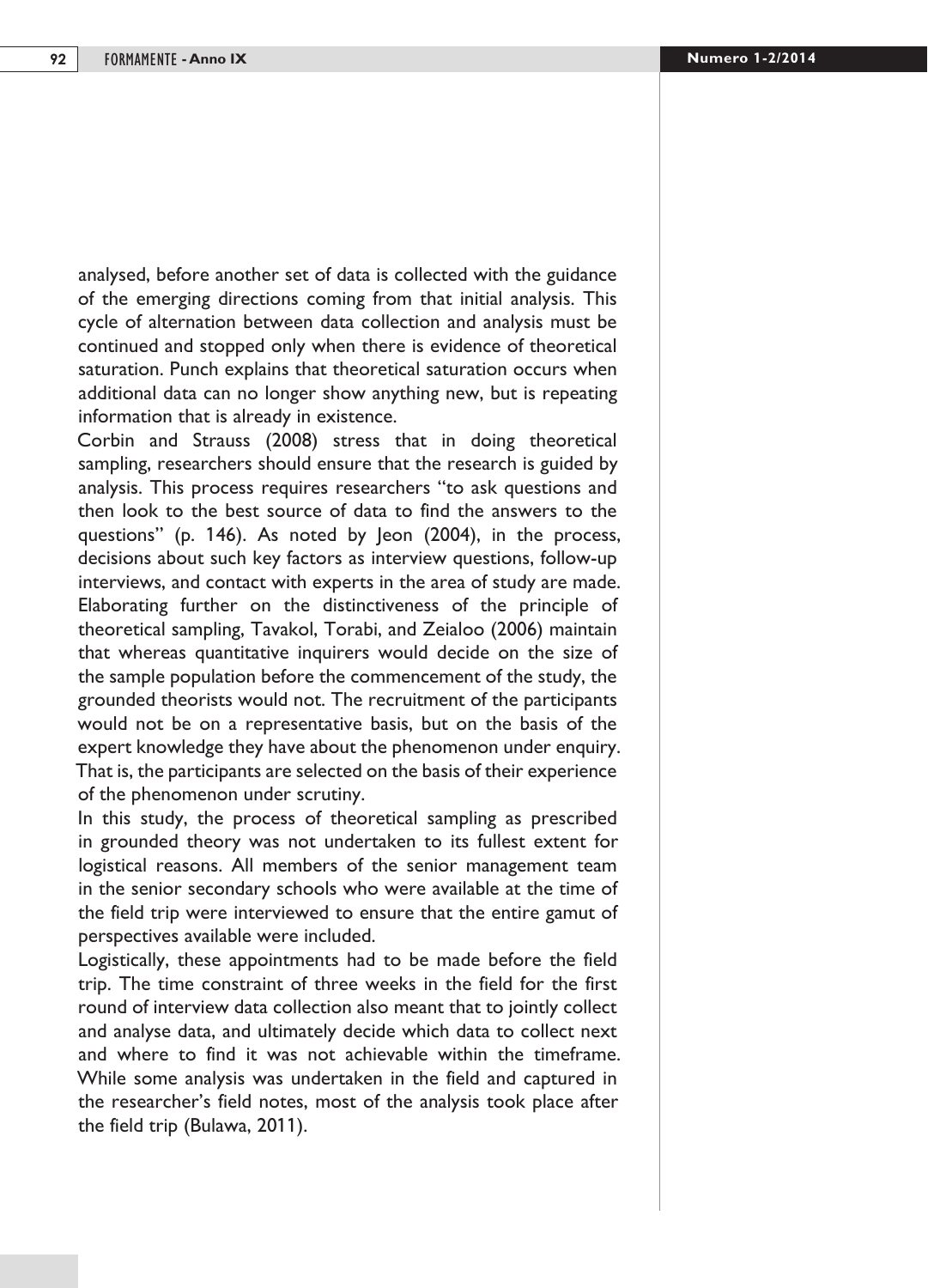analysed, before another set of data is collected with the guidance of the emerging directions coming from that initial analysis. This cycle of alternation between data collection and analysis must be continued and stopped only when there is evidence of theoretical saturation. Punch explains that theoretical saturation occurs when additional data can no longer show anything new, but is repeating information that is already in existence.

Corbin and Strauss (2008) stress that in doing theoretical sampling, researchers should ensure that the research is guided by analysis. This process requires researchers "to ask questions and then look to the best source of data to find the answers to the questions" (p. 146). As noted by Jeon (2004), in the process, decisions about such key factors as interview questions, follow-up interviews, and contact with experts in the area of study are made. Elaborating further on the distinctiveness of the principle of theoretical sampling, Tavakol, Torabi, and Zeialoo (2006) maintain that whereas quantitative inquirers would decide on the size of the sample population before the commencement of the study, the grounded theorists would not. The recruitment of the participants would not be on a representative basis, but on the basis of the expert knowledge they have about the phenomenon under enquiry. That is, the participants are selected on the basis of their experience of the phenomenon under scrutiny.

In this study, the process of theoretical sampling as prescribed in grounded theory was not undertaken to its fullest extent for logistical reasons. All members of the senior management team in the senior secondary schools who were available at the time of the field trip were interviewed to ensure that the entire gamut of perspectives available were included.

Logistically, these appointments had to be made before the field trip. The time constraint of three weeks in the field for the first round of interview data collection also meant that to jointly collect and analyse data, and ultimately decide which data to collect next and where to find it was not achievable within the timeframe. While some analysis was undertaken in the field and captured in the researcher's field notes, most of the analysis took place after the field trip (Bulawa, 2011).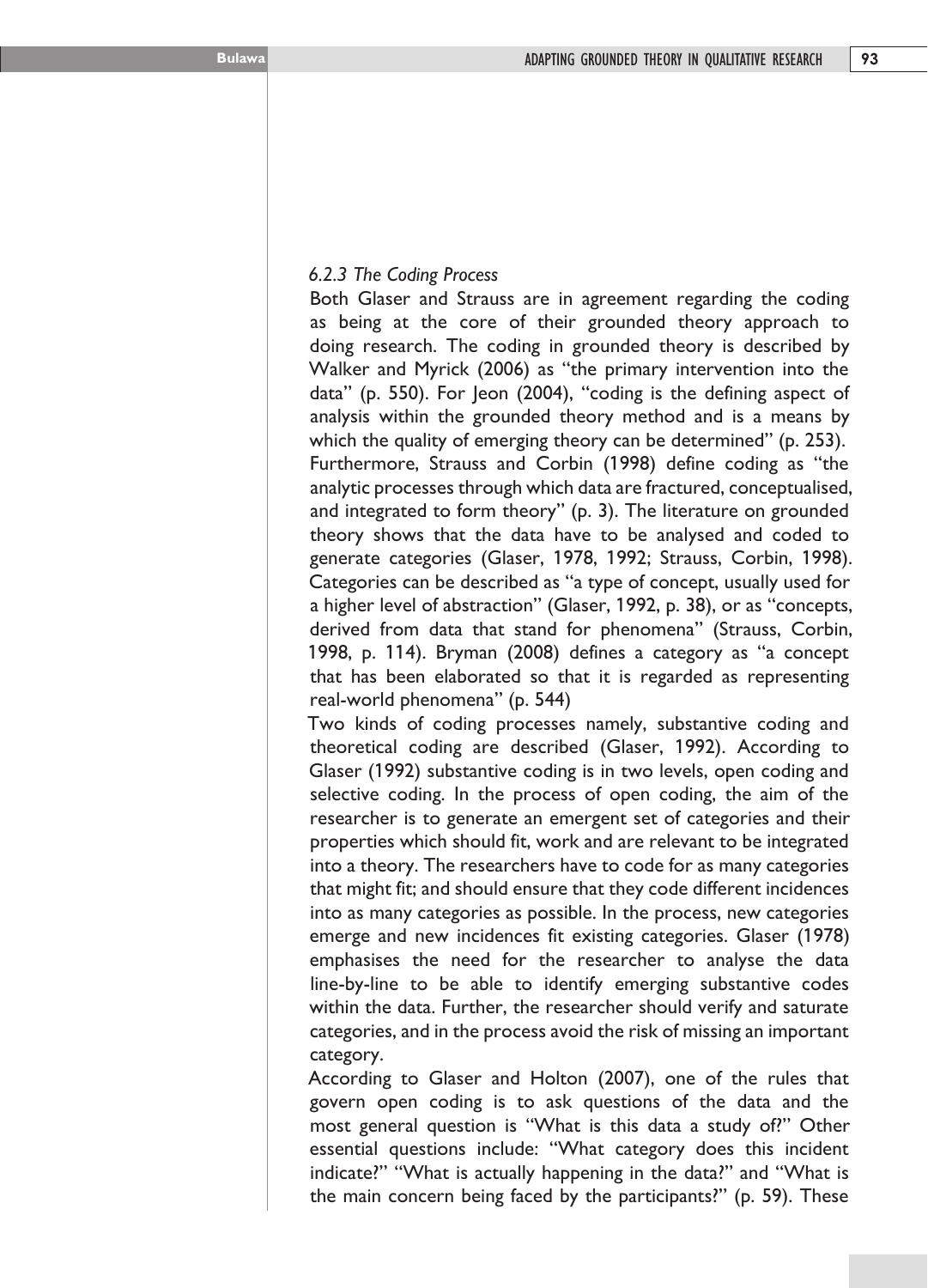### *6.2.3 The Coding Process*

Both Glaser and Strauss are in agreement regarding the coding as being at the core of their grounded theory approach to doing research. The coding in grounded theory is described by Walker and Myrick (2006) as "the primary intervention into the data" (p. 550). For Jeon (2004), "coding is the defining aspect of analysis within the grounded theory method and is a means by which the quality of emerging theory can be determined" (p. 253). Furthermore, Strauss and Corbin (1998) define coding as "the analytic processes through which data are fractured, conceptualised, and integrated to form theory" (p. 3). The literature on grounded theory shows that the data have to be analysed and coded to generate categories (Glaser, 1978, 1992; Strauss, Corbin, 1998). Categories can be described as "a type of concept, usually used for a higher level of abstraction" (Glaser, 1992, p. 38), or as "concepts, derived from data that stand for phenomena" (Strauss, Corbin, 1998, p. 114). Bryman (2008) defines a category as "a concept that has been elaborated so that it is regarded as representing real-world phenomena" (p. 544)

Two kinds of coding processes namely, substantive coding and theoretical coding are described (Glaser, 1992). According to Glaser (1992) substantive coding is in two levels, open coding and selective coding. In the process of open coding, the aim of the researcher is to generate an emergent set of categories and their properties which should fit, work and are relevant to be integrated into a theory. The researchers have to code for as many categories that might fit; and should ensure that they code different incidences into as many categories as possible. In the process, new categories emerge and new incidences fit existing categories. Glaser (1978) emphasises the need for the researcher to analyse the data line-by-line to be able to identify emerging substantive codes within the data. Further, the researcher should verify and saturate categories, and in the process avoid the risk of missing an important category.

According to Glaser and Holton (2007), one of the rules that govern open coding is to ask questions of the data and the most general question is "What is this data a study of?" Other essential questions include: "What category does this incident indicate?" "What is actually happening in the data?" and "What is the main concern being faced by the participants?" (p. 59). These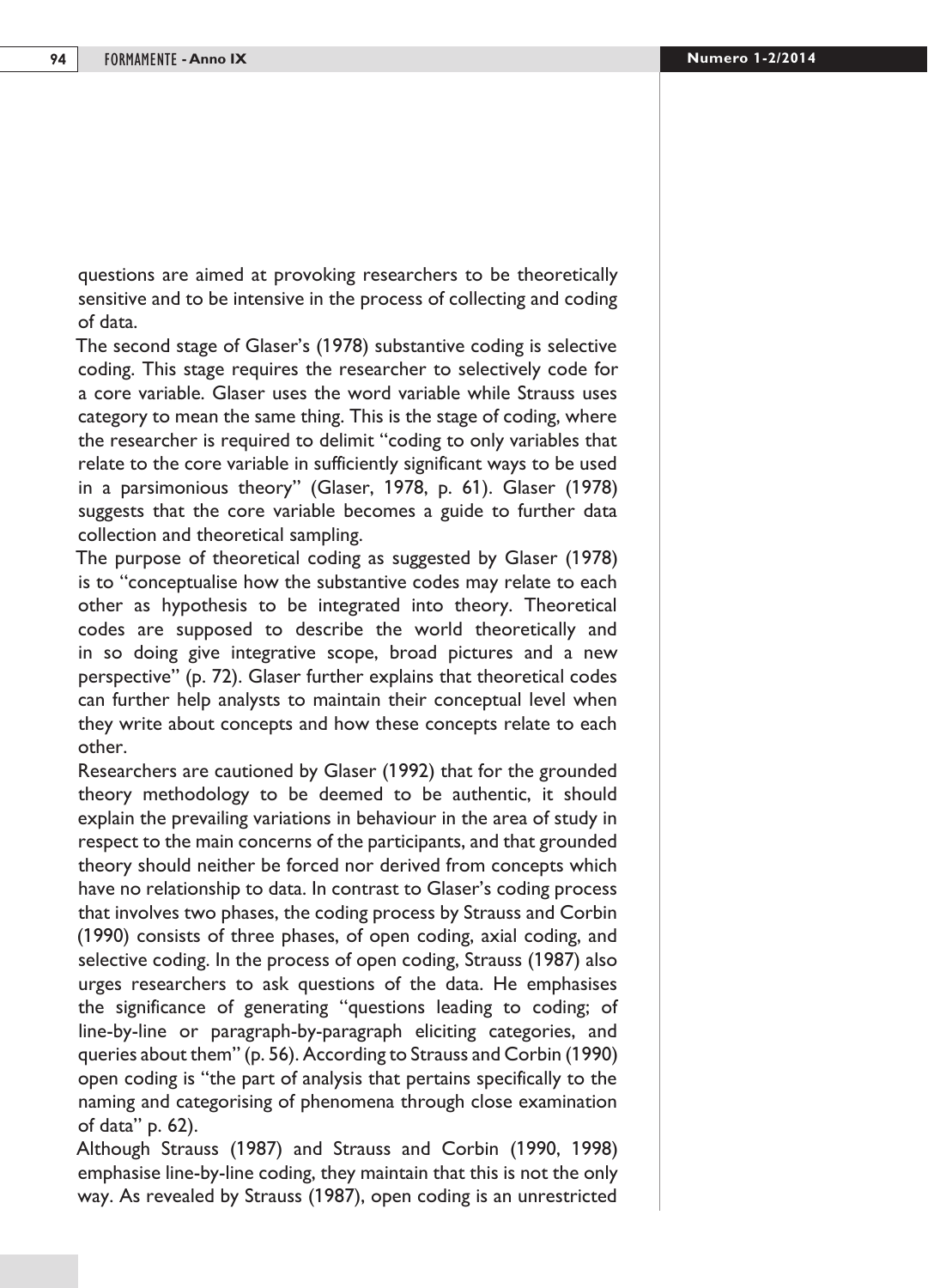questions are aimed at provoking researchers to be theoretically sensitive and to be intensive in the process of collecting and coding of data.

The second stage of Glaser's (1978) substantive coding is selective coding. This stage requires the researcher to selectively code for a core variable. Glaser uses the word variable while Strauss uses category to mean the same thing. This is the stage of coding, where the researcher is required to delimit "coding to only variables that relate to the core variable in sufficiently significant ways to be used in a parsimonious theory" (Glaser, 1978, p. 61). Glaser (1978) suggests that the core variable becomes a guide to further data collection and theoretical sampling.

The purpose of theoretical coding as suggested by Glaser (1978) is to "conceptualise how the substantive codes may relate to each other as hypothesis to be integrated into theory. Theoretical codes are supposed to describe the world theoretically and in so doing give integrative scope, broad pictures and a new perspective" (p. 72). Glaser further explains that theoretical codes can further help analysts to maintain their conceptual level when they write about concepts and how these concepts relate to each other.

Researchers are cautioned by Glaser (1992) that for the grounded theory methodology to be deemed to be authentic, it should explain the prevailing variations in behaviour in the area of study in respect to the main concerns of the participants, and that grounded theory should neither be forced nor derived from concepts which have no relationship to data. In contrast to Glaser's coding process that involves two phases, the coding process by Strauss and Corbin (1990) consists of three phases, of open coding, axial coding, and selective coding. In the process of open coding, Strauss (1987) also urges researchers to ask questions of the data. He emphasises the significance of generating "questions leading to coding; of line-by-line or paragraph-by-paragraph eliciting categories, and queries about them" (p. 56). According to Strauss and Corbin (1990) open coding is "the part of analysis that pertains specifically to the naming and categorising of phenomena through close examination of data" p. 62).

Although Strauss (1987) and Strauss and Corbin (1990, 1998) emphasise line-by-line coding, they maintain that this is not the only way. As revealed by Strauss (1987), open coding is an unrestricted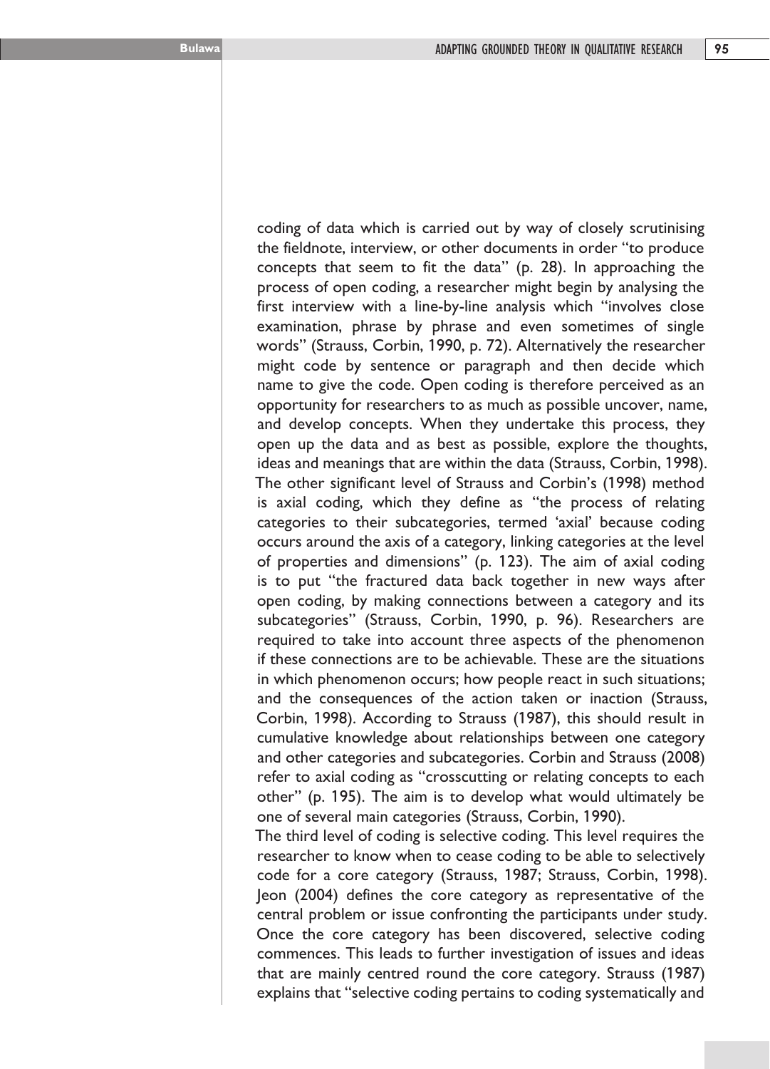coding of data which is carried out by way of closely scrutinising the fieldnote, interview, or other documents in order "to produce concepts that seem to fit the data" (p. 28). In approaching the process of open coding, a researcher might begin by analysing the first interview with a line-by-line analysis which "involves close examination, phrase by phrase and even sometimes of single words" (Strauss, Corbin, 1990, p. 72). Alternatively the researcher might code by sentence or paragraph and then decide which name to give the code. Open coding is therefore perceived as an opportunity for researchers to as much as possible uncover, name, and develop concepts. When they undertake this process, they open up the data and as best as possible, explore the thoughts, ideas and meanings that are within the data (Strauss, Corbin, 1998).

The other significant level of Strauss and Corbin's (1998) method is axial coding, which they define as "the process of relating categories to their subcategories, termed 'axial' because coding occurs around the axis of a category, linking categories at the level of properties and dimensions" (p. 123). The aim of axial coding is to put "the fractured data back together in new ways after open coding, by making connections between a category and its subcategories" (Strauss, Corbin, 1990, p. 96). Researchers are required to take into account three aspects of the phenomenon if these connections are to be achievable. These are the situations in which phenomenon occurs; how people react in such situations; and the consequences of the action taken or inaction (Strauss, Corbin, 1998). According to Strauss (1987), this should result in cumulative knowledge about relationships between one category and other categories and subcategories. Corbin and Strauss (2008) refer to axial coding as "crosscutting or relating concepts to each other" (p. 195). The aim is to develop what would ultimately be one of several main categories (Strauss, Corbin, 1990).

The third level of coding is selective coding. This level requires the researcher to know when to cease coding to be able to selectively code for a core category (Strauss, 1987; Strauss, Corbin, 1998). Jeon (2004) defines the core category as representative of the central problem or issue confronting the participants under study. Once the core category has been discovered, selective coding commences. This leads to further investigation of issues and ideas that are mainly centred round the core category. Strauss (1987) explains that "selective coding pertains to coding systematically and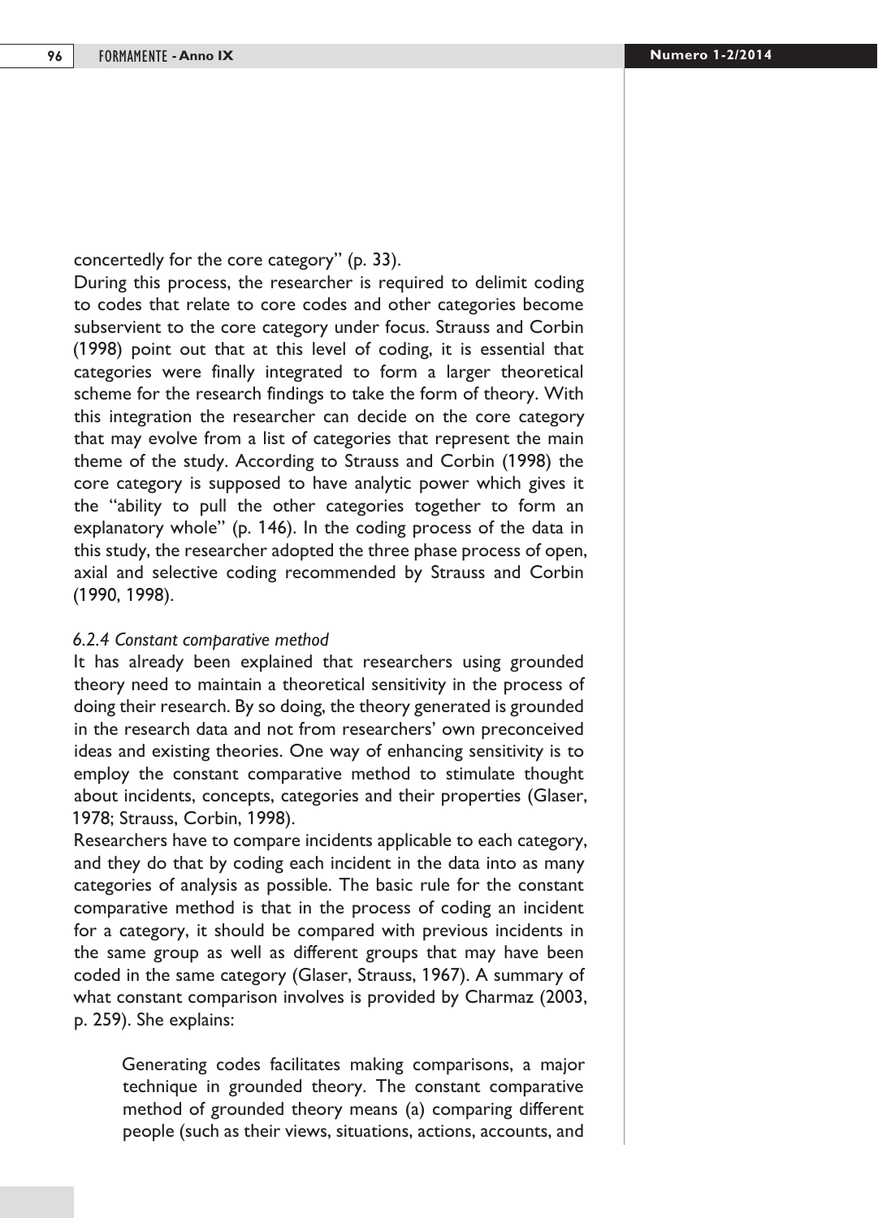concertedly for the core category" (p. 33).

During this process, the researcher is required to delimit coding to codes that relate to core codes and other categories become subservient to the core category under focus. Strauss and Corbin (1998) point out that at this level of coding, it is essential that categories were finally integrated to form a larger theoretical scheme for the research findings to take the form of theory. With this integration the researcher can decide on the core category that may evolve from a list of categories that represent the main theme of the study. According to Strauss and Corbin (1998) the core category is supposed to have analytic power which gives it the "ability to pull the other categories together to form an explanatory whole" (p. 146). In the coding process of the data in this study, the researcher adopted the three phase process of open, axial and selective coding recommended by Strauss and Corbin (1990, 1998).

#### *6.2.4 Constant comparative method*

It has already been explained that researchers using grounded theory need to maintain a theoretical sensitivity in the process of doing their research. By so doing, the theory generated is grounded in the research data and not from researchers' own preconceived ideas and existing theories. One way of enhancing sensitivity is to employ the constant comparative method to stimulate thought about incidents, concepts, categories and their properties (Glaser, 1978; Strauss, Corbin, 1998).

Researchers have to compare incidents applicable to each category, and they do that by coding each incident in the data into as many categories of analysis as possible. The basic rule for the constant comparative method is that in the process of coding an incident for a category, it should be compared with previous incidents in the same group as well as different groups that may have been coded in the same category (Glaser, Strauss, 1967). A summary of what constant comparison involves is provided by Charmaz (2003, p. 259). She explains:

> Generating codes facilitates making comparisons, a major technique in grounded theory. The constant comparative method of grounded theory means (a) comparing different people (such as their views, situations, actions, accounts, and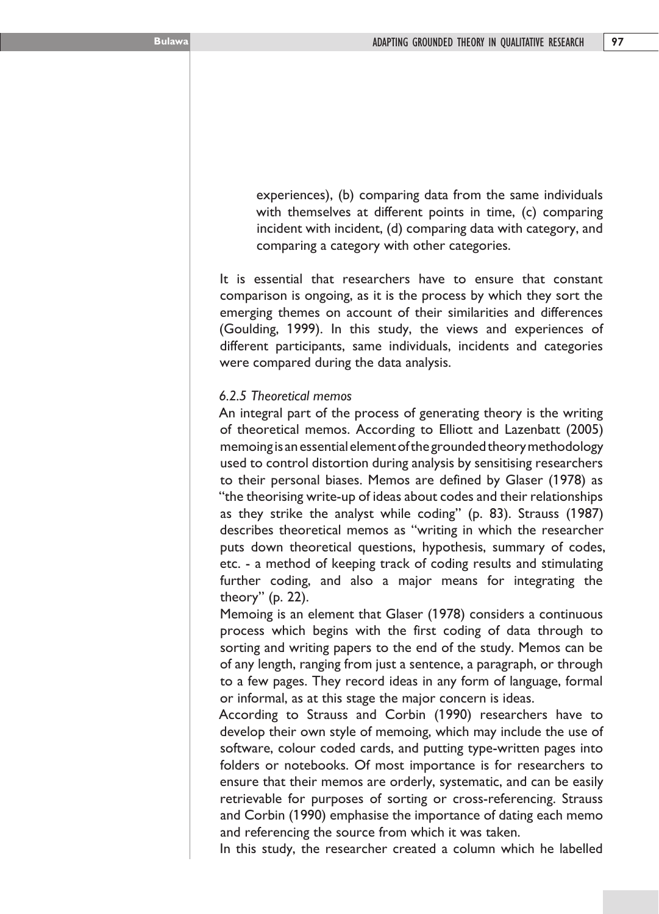experiences), (b) comparing data from the same individuals with themselves at different points in time, (c) comparing incident with incident, (d) comparing data with category, and comparing a category with other categories.

It is essential that researchers have to ensure that constant comparison is ongoing, as it is the process by which they sort the emerging themes on account of their similarities and differences (Goulding, 1999). In this study, the views and experiences of different participants, same individuals, incidents and categories were compared during the data analysis.

### *6.2.5 Theoretical memos*

An integral part of the process of generating theory is the writing of theoretical memos. According to Elliott and Lazenbatt (2005) memoing is an essential element of the grounded theory methodology used to control distortion during analysis by sensitising researchers to their personal biases. Memos are defined by Glaser (1978) as "the theorising write-up of ideas about codes and their relationships as they strike the analyst while coding" (p. 83). Strauss (1987) describes theoretical memos as "writing in which the researcher puts down theoretical questions, hypothesis, summary of codes, etc. - a method of keeping track of coding results and stimulating further coding, and also a major means for integrating the theory" (p. 22).

Memoing is an element that Glaser (1978) considers a continuous process which begins with the first coding of data through to sorting and writing papers to the end of the study. Memos can be of any length, ranging from just a sentence, a paragraph, or through to a few pages. They record ideas in any form of language, formal or informal, as at this stage the major concern is ideas.

According to Strauss and Corbin (1990) researchers have to develop their own style of memoing, which may include the use of software, colour coded cards, and putting type-written pages into folders or notebooks. Of most importance is for researchers to ensure that their memos are orderly, systematic, and can be easily retrievable for purposes of sorting or cross-referencing. Strauss and Corbin (1990) emphasise the importance of dating each memo and referencing the source from which it was taken.

In this study, the researcher created a column which he labelled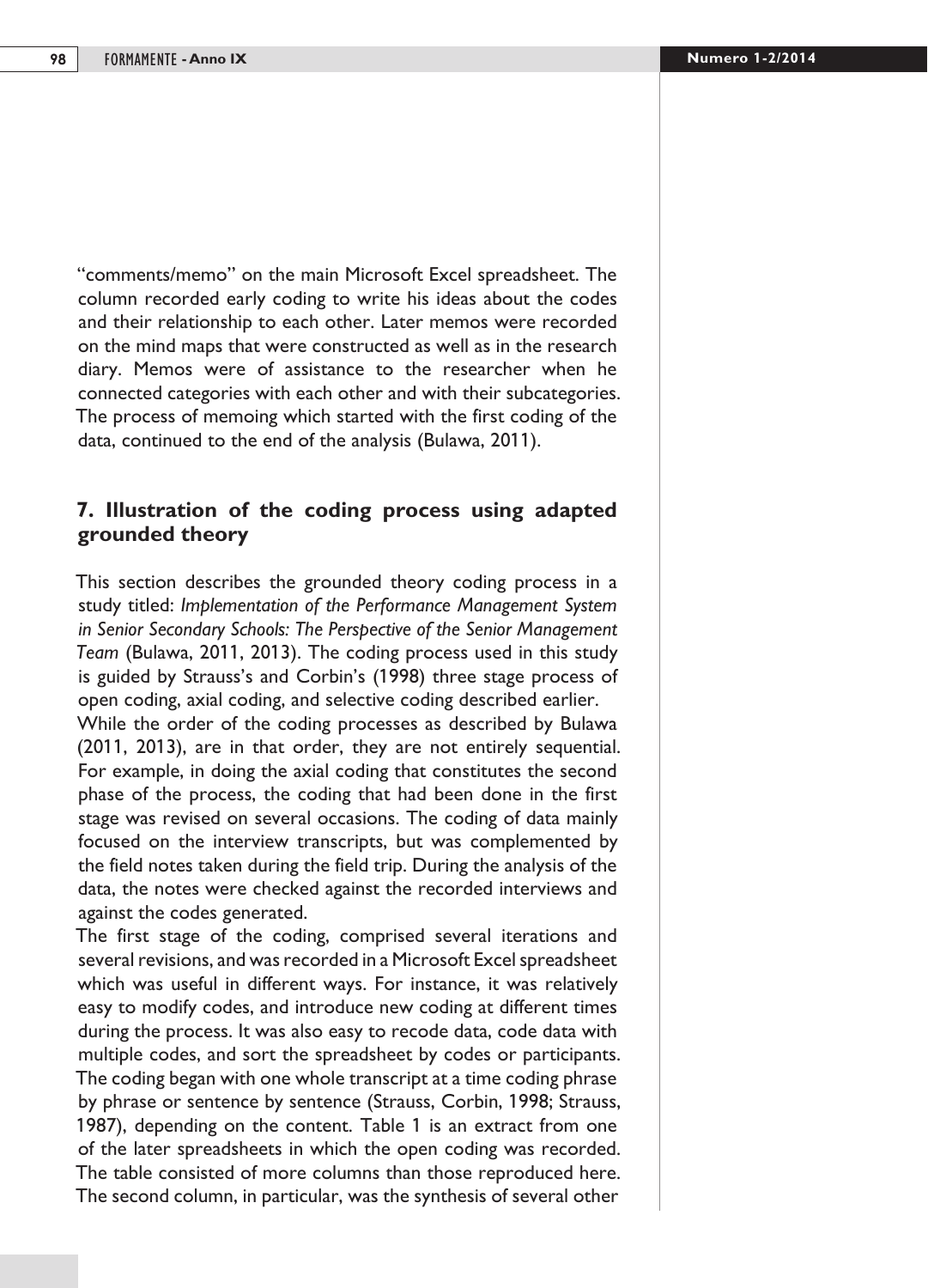"comments/memo" on the main Microsoft Excel spreadsheet. The column recorded early coding to write his ideas about the codes and their relationship to each other. Later memos were recorded on the mind maps that were constructed as well as in the research diary. Memos were of assistance to the researcher when he connected categories with each other and with their subcategories. The process of memoing which started with the first coding of the data, continued to the end of the analysis (Bulawa, 2011).

## 7. Illustration of the coding process using adapted grounded theory

This section describes the grounded theory coding process in a study titled: *Implementation of the Performance Management System in Senior Secondary Schools: The Perspective of the Senior Management Team* (Bulawa, 2011, 2013). The coding process used in this study is guided by Strauss's and Corbin's (1998) three stage process of open coding, axial coding, and selective coding described earlier.

While the order of the coding processes as described by Bulawa (2011, 2013), are in that order, they are not entirely sequential. For example, in doing the axial coding that constitutes the second phase of the process, the coding that had been done in the first stage was revised on several occasions. The coding of data mainly focused on the interview transcripts, but was complemented by the field notes taken during the field trip. During the analysis of the data, the notes were checked against the recorded interviews and against the codes generated.

The first stage of the coding, comprised several iterations and several revisions, and was recorded in a Microsoft Excel spreadsheet which was useful in different ways. For instance, it was relatively easy to modify codes, and introduce new coding at different times during the process. It was also easy to recode data, code data with multiple codes, and sort the spreadsheet by codes or participants. The coding began with one whole transcript at a time coding phrase by phrase or sentence by sentence (Strauss, Corbin, 1998; Strauss, 1987), depending on the content. Table 1 is an extract from one of the later spreadsheets in which the open coding was recorded. The table consisted of more columns than those reproduced here. The second column, in particular, was the synthesis of several other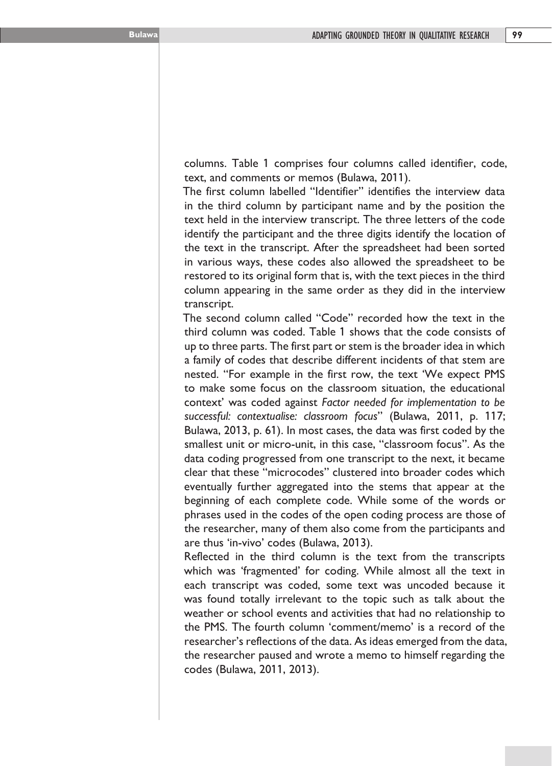columns. Table 1 comprises four columns called identifier, code, text, and comments or memos (Bulawa, 2011).

The first column labelled "Identifier" identifies the interview data in the third column by participant name and by the position the text held in the interview transcript. The three letters of the code identify the participant and the three digits identify the location of the text in the transcript. After the spreadsheet had been sorted in various ways, these codes also allowed the spreadsheet to be restored to its original form that is, with the text pieces in the third column appearing in the same order as they did in the interview transcript.

The second column called "Code" recorded how the text in the third column was coded. Table 1 shows that the code consists of up to three parts. The first part or stem is the broader idea in which a family of codes that describe different incidents of that stem are nested. "For example in the first row, the text 'We expect PMS to make some focus on the classroom situation, the educational context' was coded against *Factor needed for implementation to be successful: contextualise: classroom focus*" (Bulawa, 2011, p. 117; Bulawa, 2013, p. 61). In most cases, the data was first coded by the smallest unit or micro-unit, in this case, "classroom focus". As the data coding progressed from one transcript to the next, it became clear that these "microcodes" clustered into broader codes which eventually further aggregated into the stems that appear at the beginning of each complete code. While some of the words or phrases used in the codes of the open coding process are those of the researcher, many of them also come from the participants and are thus 'in-vivo' codes (Bulawa, 2013).

Reflected in the third column is the text from the transcripts which was 'fragmented' for coding. While almost all the text in each transcript was coded, some text was uncoded because it was found totally irrelevant to the topic such as talk about the weather or school events and activities that had no relationship to the PMS. The fourth column 'comment/memo' is a record of the researcher's reflections of the data. As ideas emerged from the data, the researcher paused and wrote a memo to himself regarding the codes (Bulawa, 2011, 2013).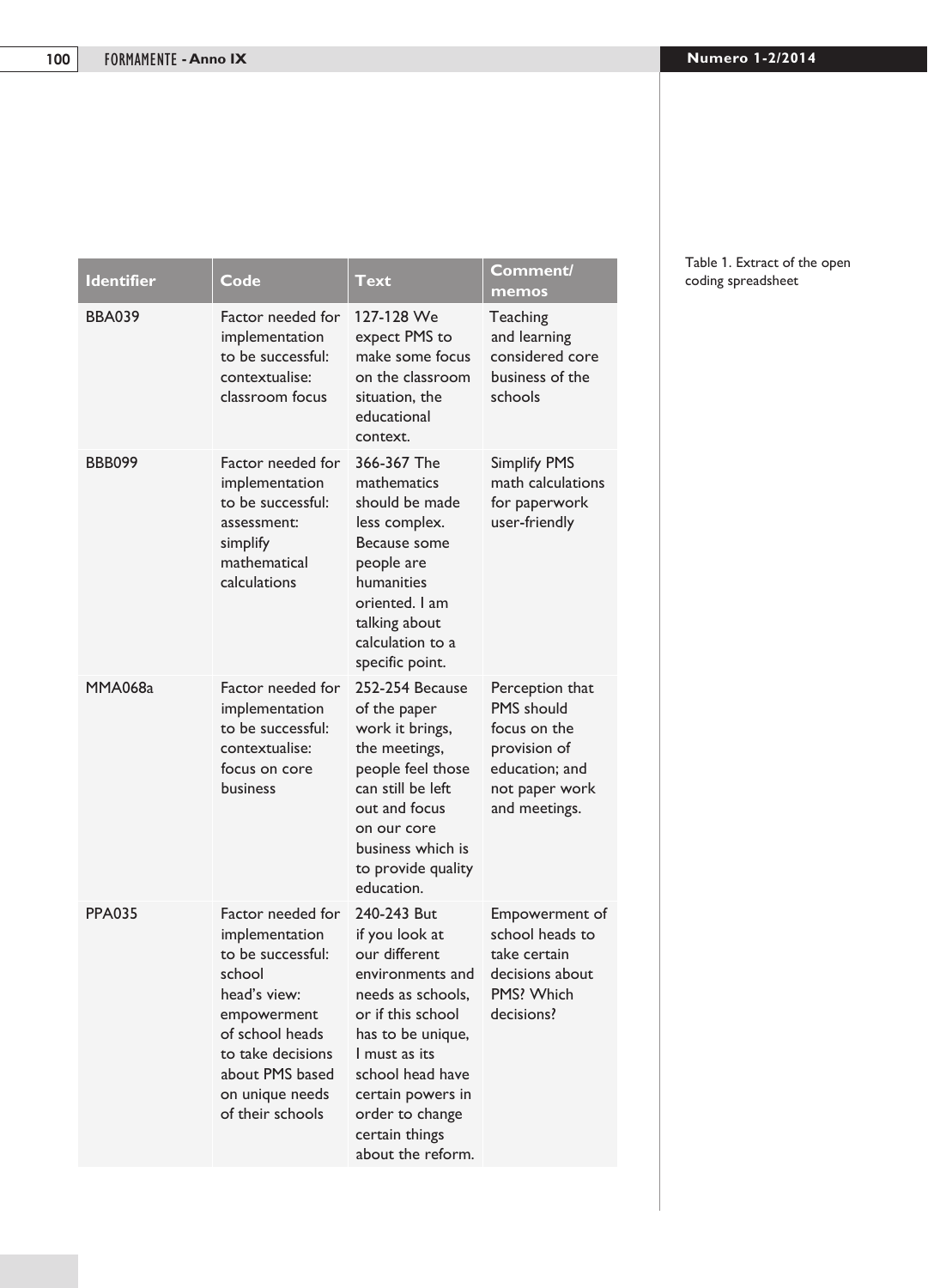Table 1. Extract of the open coding spreadsheet

| Identifier | Code | Text | Comment/ memos |
|---|---|---|---|
| BBA039 | Factor needed for implementation to be successful: contextualise: classroom focus | 127-128 We expect PMS to make some focus on the classroom situation, the educational context. | Teaching and learning considered core business of the schools |
| BBB099 | Factor needed for implementation to be successful: assessment: simplify mathematical calculations | 366-367 The mathematics should be made less complex. Because some people are humanities oriented. I am talking about calculation to a specific point. | Simplify PMS math calculations for paperwork user-friendly |
| MMA068a | Factor needed for implementation to be successful: contextualise: focus on core business | 252-254 Because of the paper work it brings, the meetings, people feel those can still be left out and focus on our core business which is to provide quality education. | Perception that PMS should focus on the provision of education; and not paper work and meetings. |
| PPA035 | Factor needed for implementation to be successful: school head's view: empowerment of school heads to take decisions about PMS based on unique needs of their schools | 240-243 But if you look at our different environments and needs as schools, or if this school has to be unique, I must as its school head have certain powers in order to change certain things about the reform. | Empowerment of school heads to take certain decisions about PMS? Which decisions? |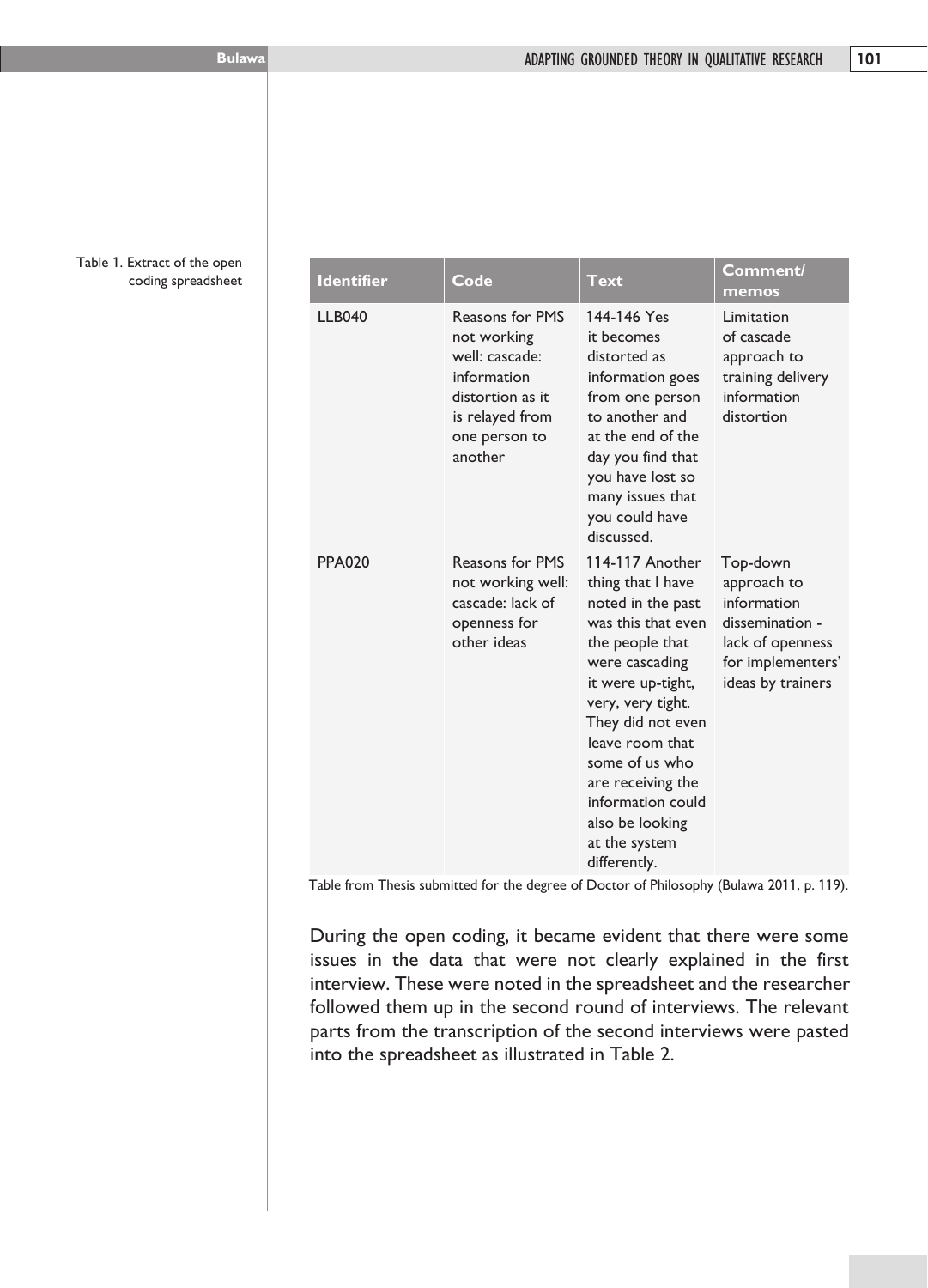Table 1. Extract of the open coding spreadsheet

| Identifier | Code | Text | Comment/ memos |
| --- | --- | --- | --- |
| LLB040 | Reasons for PMS not working well: cascade: information distortion as it is relayed from one person to another | 144-146 Yes it becomes distorted as information goes from one person to another and at the end of the day you find that you have lost so many issues that you could have discussed. | Limitation of cascade approach to training delivery information distortion |
| PPA020 | Reasons for PMS not working well: cascade: lack of openness for other ideas | 114-117 Another thing that I have noted in the past was this that even the people that were cascading it were up-tight, very, very tight. They did not even leave room that some of us who are receiving the information could also be looking at the system differently. | Top-down approach to information dissemination - lack of openness for implementers' ideas by trainers |

Table from Thesis submitted for the degree of Doctor of Philosophy (Bulawa 2011, p. 119).

During the open coding, it became evident that there were some issues in the data that were not clearly explained in the first interview. These were noted in the spreadsheet and the researcher followed them up in the second round of interviews. The relevant parts from the transcription of the second interviews were pasted into the spreadsheet as illustrated in Table 2.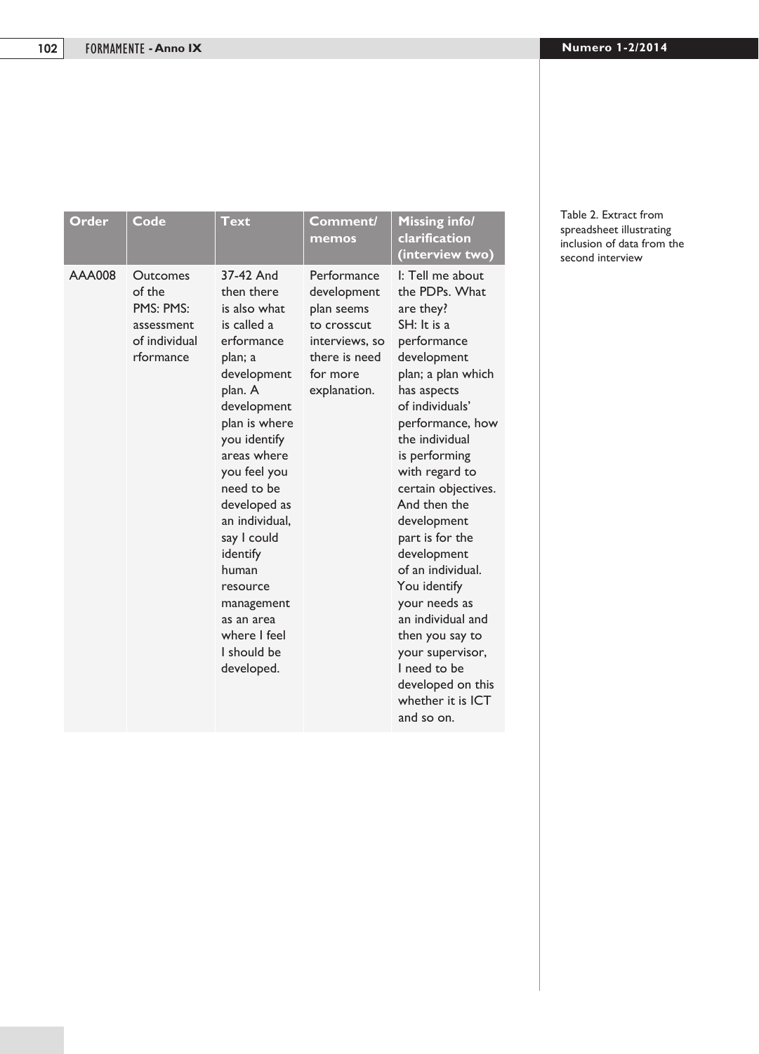| Order | Code | Text | Comment/ memos | Missing info/ clarification (interview two) |
| --- | --- | --- | --- | --- |
| AAA008 | Outcomes of the PMS: PMS: assessment of individual rformance | 37-42 And then there is also what is called a erformance plan; a development plan. A development plan is where you identify areas where you feel you need to be developed as an individual, say I could identify human resource management as an area where I feel I should be developed. | Performance development plan seems to crosscut interviews, so there is need for more explanation. | I: Tell me about the PDPs. What are they? SH: It is a performance development plan; a plan which has aspects of individuals' performance, how the individual is performing with regard to certain objectives. And then the development part is for the development of an individual. You identify your needs as an individual and then you say to your supervisor, I need to be developed on this whether it is ICT and so on. |

Table 2. Extract from spreadsheet illustrating inclusion of data from the second interview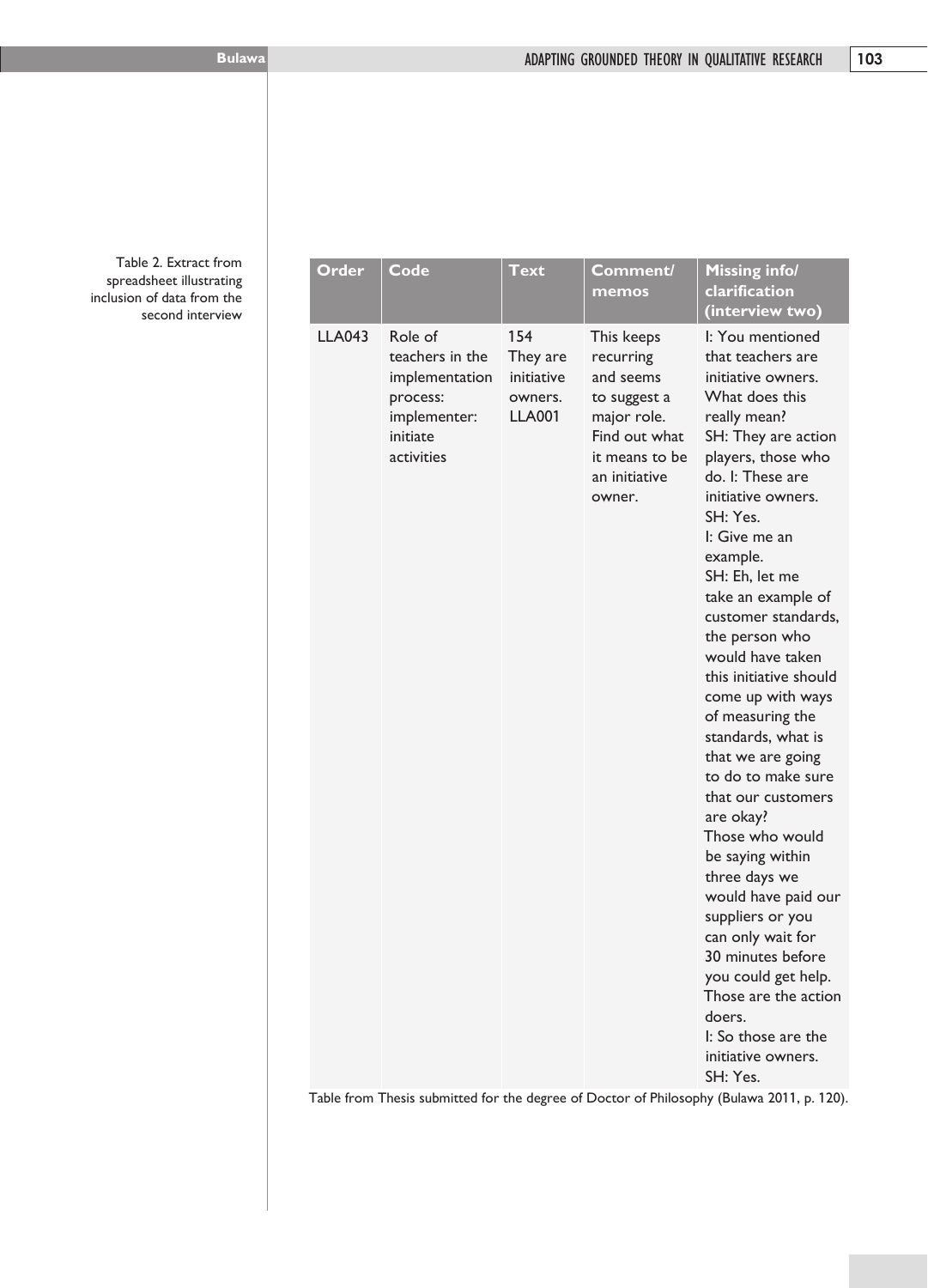Table 2. Extract from spreadsheet illustrating inclusion of data from the second interview

| Order | Code | Text | Comment/ memos | Missing info/ clarification (interview two) |
|---|---|---|---|---|
| LLA043 | Role of teachers in the implementation process: implementer: initiate activities | 154 They are initiative owners. LLA001 | This keeps recurring and seems to suggest a major role. Find out what it means to be an initiative owner. | I: You mentioned that teachers are initiative owners. What does this really mean? SH: They are action players, those who do. I: These are initiative owners. SH: Yes. I: Give me an example. SH: Eh, let me take an example of customer standards, the person who would have taken this initiative should come up with ways of measuring the standards, what is that we are going to do to make sure that our customers are okay? Those who would be saying within three days we would have paid our suppliers or you can only wait for 30 minutes before you could get help. Those are the action doers. I: So those are the initiative owners. SH: Yes. |

Table from Thesis submitted for the degree of Doctor of Philosophy (Bulawa 2011, p. 120).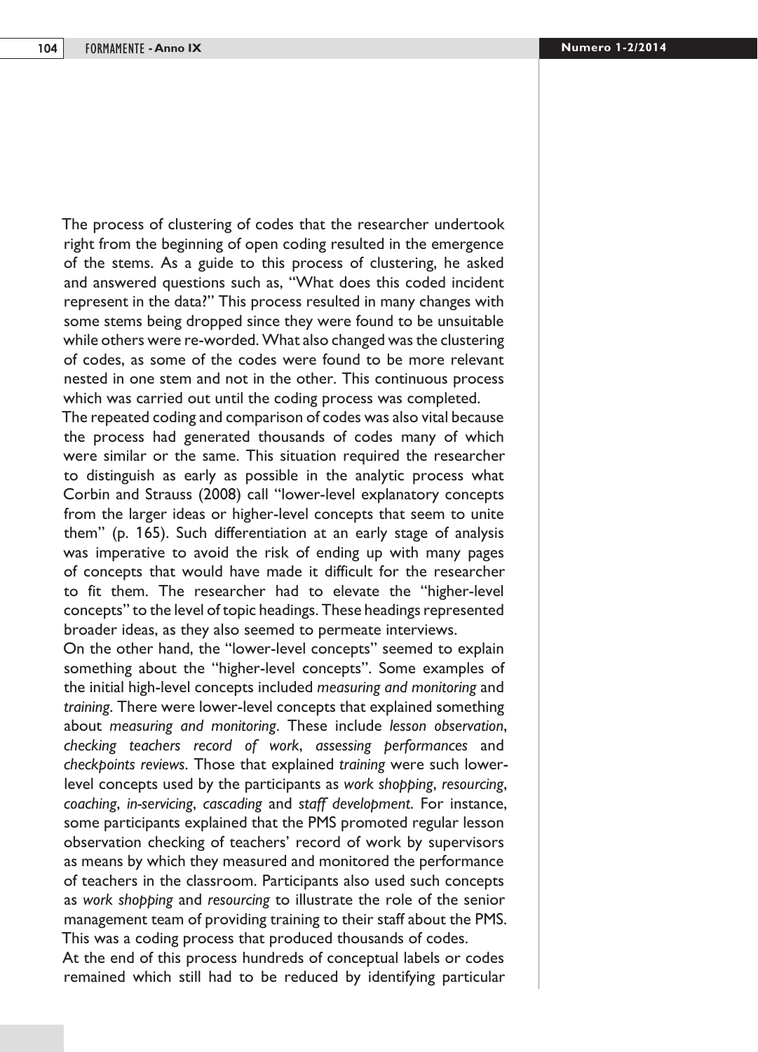The process of clustering of codes that the researcher undertook right from the beginning of open coding resulted in the emergence of the stems. As a guide to this process of clustering, he asked and answered questions such as, "What does this coded incident represent in the data?" This process resulted in many changes with some stems being dropped since they were found to be unsuitable while others were re-worded. What also changed was the clustering of codes, as some of the codes were found to be more relevant nested in one stem and not in the other. This continuous process which was carried out until the coding process was completed.

The repeated coding and comparison of codes was also vital because the process had generated thousands of codes many of which were similar or the same. This situation required the researcher to distinguish as early as possible in the analytic process what Corbin and Strauss (2008) call "lower-level explanatory concepts from the larger ideas or higher-level concepts that seem to unite them" (p. 165). Such differentiation at an early stage of analysis was imperative to avoid the risk of ending up with many pages of concepts that would have made it difficult for the researcher to fit them. The researcher had to elevate the "higher-level concepts" to the level of topic headings. These headings represented broader ideas, as they also seemed to permeate interviews.

On the other hand, the "lower-level concepts" seemed to explain something about the "higher-level concepts". Some examples of the initial high-level concepts included *measuring and monitoring* and *training*. There were lower-level concepts that explained something about *measuring and monitoring*. These include *lesson observation*, *checking teachers record of work*, *assessing performances* and *checkpoints reviews*. Those that explained *training* were such lower-level concepts used by the participants as *work shopping*, *resourcing*, *coaching*, *in-servicing*, *cascading* and *staff development*. For instance, some participants explained that the PMS promoted regular lesson observation checking of teachers' record of work by supervisors as means by which they measured and monitored the performance of teachers in the classroom. Participants also used such concepts as *work shopping* and *resourcing* to illustrate the role of the senior management team of providing training to their staff about the PMS. This was a coding process that produced thousands of codes.

At the end of this process hundreds of conceptual labels or codes remained which still had to be reduced by identifying particular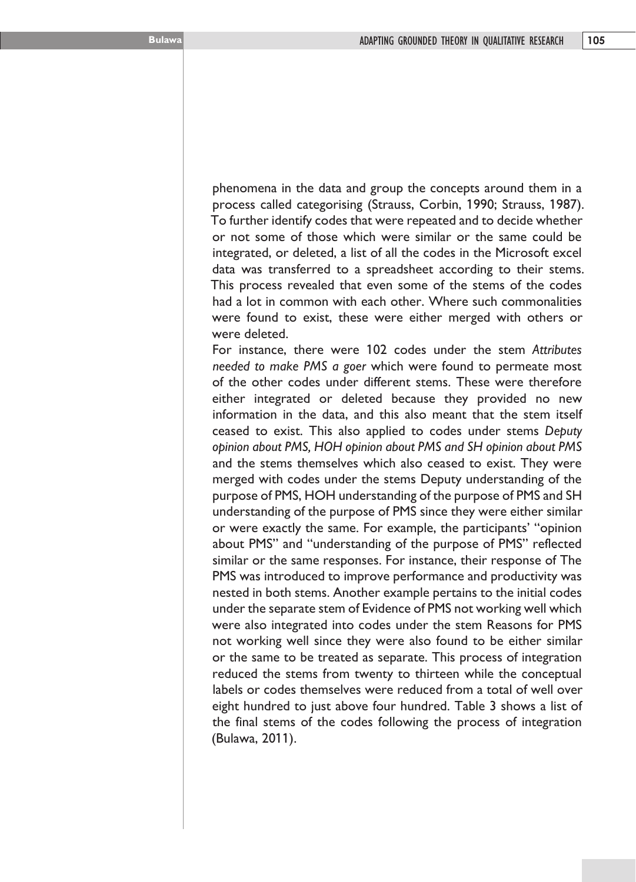phenomena in the data and group the concepts around them in a process called categorising (Strauss, Corbin, 1990; Strauss, 1987). To further identify codes that were repeated and to decide whether or not some of those which were similar or the same could be integrated, or deleted, a list of all the codes in the Microsoft excel data was transferred to a spreadsheet according to their stems. This process revealed that even some of the stems of the codes had a lot in common with each other. Where such commonalities were found to exist, these were either merged with others or were deleted.

For instance, there were 102 codes under the stem *Attributes needed to make PMS a goer* which were found to permeate most of the other codes under different stems. These were therefore either integrated or deleted because they provided no new information in the data, and this also meant that the stem itself ceased to exist. This also applied to codes under stems *Deputy opinion about PMS, HOH opinion about PMS and SH opinion about PMS* and the stems themselves which also ceased to exist. They were merged with codes under the stems Deputy understanding of the purpose of PMS, HOH understanding of the purpose of PMS and SH understanding of the purpose of PMS since they were either similar or were exactly the same. For example, the participants' "opinion about PMS" and "understanding of the purpose of PMS" reflected similar or the same responses. For instance, their response of The PMS was introduced to improve performance and productivity was nested in both stems. Another example pertains to the initial codes under the separate stem of Evidence of PMS not working well which were also integrated into codes under the stem Reasons for PMS not working well since they were also found to be either similar or the same to be treated as separate. This process of integration reduced the stems from twenty to thirteen while the conceptual labels or codes themselves were reduced from a total of well over eight hundred to just above four hundred. Table 3 shows a list of the final stems of the codes following the process of integration (Bulawa, 2011).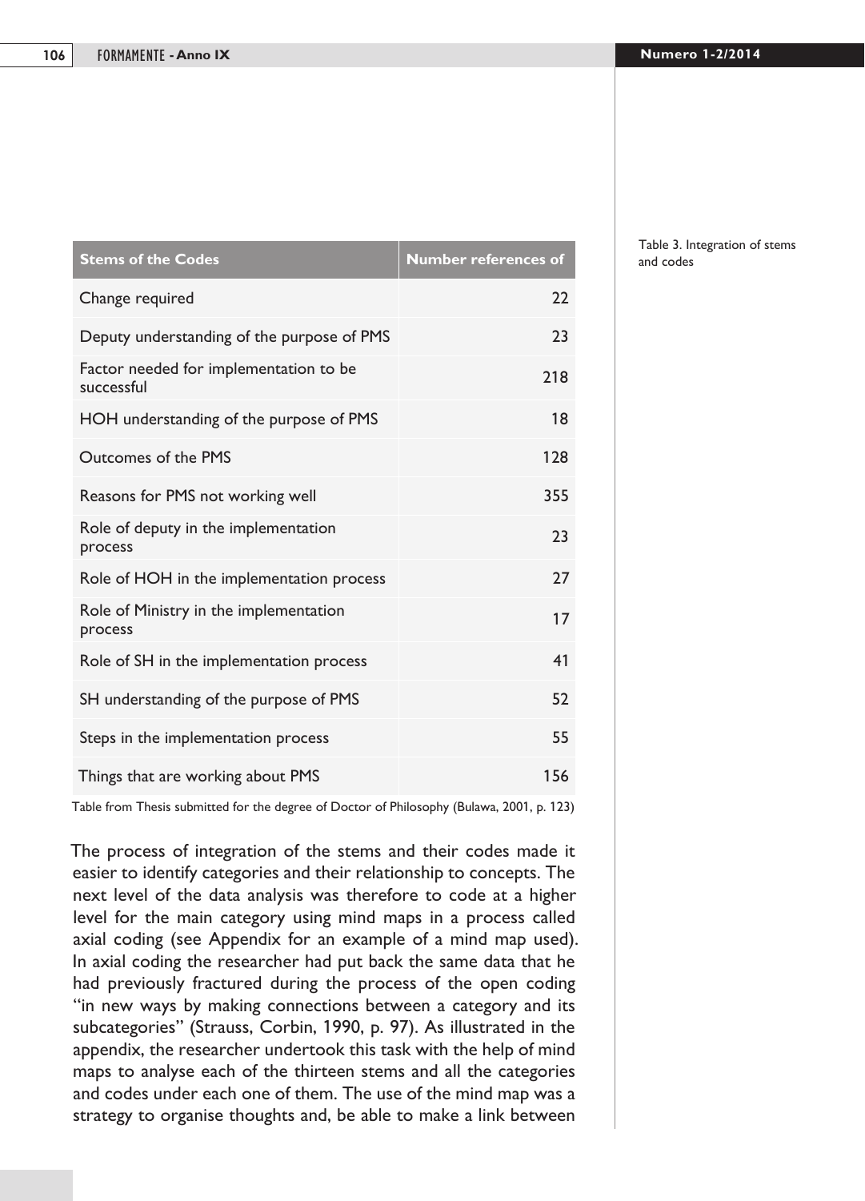Table 3. Integration of stems and codes

| Stems of the Codes | Number references of |
|---|---|
| Change required | 22 |
| Deputy understanding of the purpose of PMS | 23 |
| Factor needed for implementation to be successful | 218 |
| HOH understanding of the purpose of PMS | 18 |
| Outcomes of the PMS | 128 |
| Reasons for PMS not working well | 355 |
| Role of deputy in the implementation process | 23 |
| Role of HOH in the implementation process | 27 |
| Role of Ministry in the implementation process | 17 |
| Role of SH in the implementation process | 41 |
| SH understanding of the purpose of PMS | 52 |
| Steps in the implementation process | 55 |
| Things that are working about PMS | 156 |

Table from Thesis submitted for the degree of Doctor of Philosophy (Bulawa, 2001, p. 123)

The process of integration of the stems and their codes made it easier to identify categories and their relationship to concepts. The next level of the data analysis was therefore to code at a higher level for the main category using mind maps in a process called axial coding (see Appendix for an example of a mind map used). In axial coding the researcher had put back the same data that he had previously fractured during the process of the open coding "in new ways by making connections between a category and its subcategories" (Strauss, Corbin, 1990, p. 97). As illustrated in the appendix, the researcher undertook this task with the help of mind maps to analyse each of the thirteen stems and all the categories and codes under each one of them. The use of the mind map was a strategy to organise thoughts and, be able to make a link between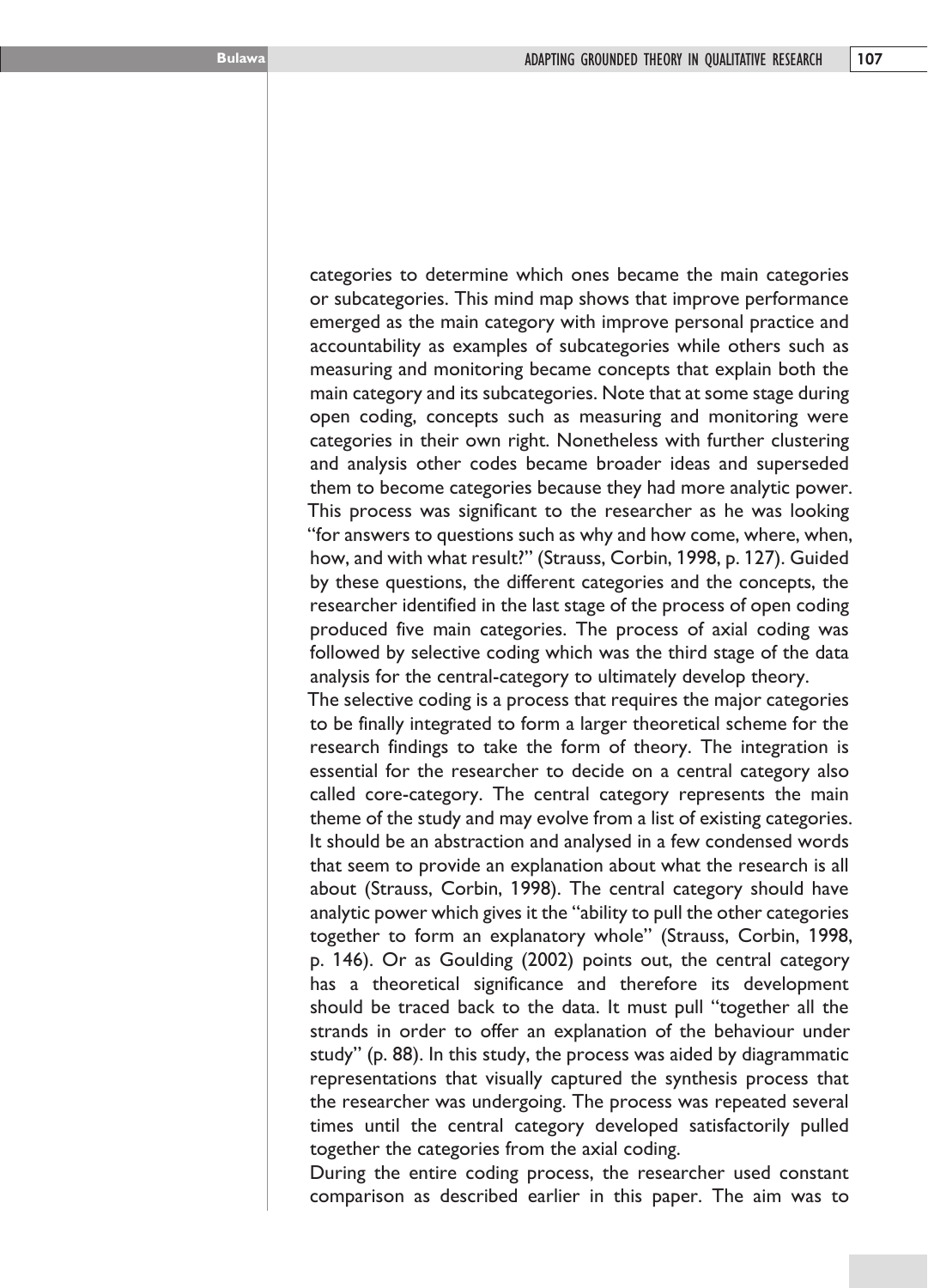categories to determine which ones became the main categories or subcategories. This mind map shows that improve performance emerged as the main category with improve personal practice and accountability as examples of subcategories while others such as measuring and monitoring became concepts that explain both the main category and its subcategories. Note that at some stage during open coding, concepts such as measuring and monitoring were categories in their own right. Nonetheless with further clustering and analysis other codes became broader ideas and superseded them to become categories because they had more analytic power. This process was significant to the researcher as he was looking "for answers to questions such as why and how come, where, when, how, and with what result?" (Strauss, Corbin, 1998, p. 127). Guided by these questions, the different categories and the concepts, the researcher identified in the last stage of the process of open coding produced five main categories. The process of axial coding was followed by selective coding which was the third stage of the data analysis for the central-category to ultimately develop theory.

The selective coding is a process that requires the major categories to be finally integrated to form a larger theoretical scheme for the research findings to take the form of theory. The integration is essential for the researcher to decide on a central category also called core-category. The central category represents the main theme of the study and may evolve from a list of existing categories. It should be an abstraction and analysed in a few condensed words that seem to provide an explanation about what the research is all about (Strauss, Corbin, 1998). The central category should have analytic power which gives it the "ability to pull the other categories together to form an explanatory whole" (Strauss, Corbin, 1998, p. 146). Or as Goulding (2002) points out, the central category has a theoretical significance and therefore its development should be traced back to the data. It must pull "together all the strands in order to offer an explanation of the behaviour under study" (p. 88). In this study, the process was aided by diagrammatic representations that visually captured the synthesis process that the researcher was undergoing. The process was repeated several times until the central category developed satisfactorily pulled together the categories from the axial coding.

During the entire coding process, the researcher used constant comparison as described earlier in this paper. The aim was to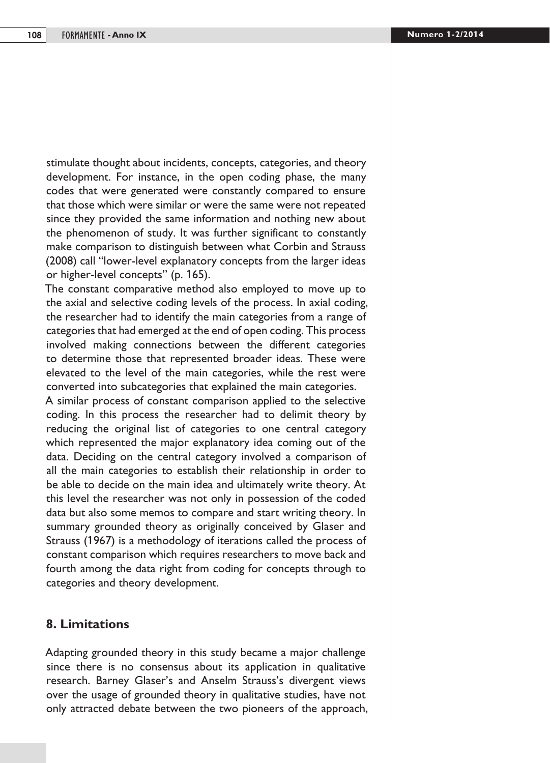stimulate thought about incidents, concepts, categories, and theory development. For instance, in the open coding phase, the many codes that were generated were constantly compared to ensure that those which were similar or were the same were not repeated since they provided the same information and nothing new about the phenomenon of study. It was further significant to constantly make comparison to distinguish between what Corbin and Strauss (2008) call "lower-level explanatory concepts from the larger ideas or higher-level concepts" (p. 165).

The constant comparative method also employed to move up to the axial and selective coding levels of the process. In axial coding, the researcher had to identify the main categories from a range of categories that had emerged at the end of open coding. This process involved making connections between the different categories to determine those that represented broader ideas. These were elevated to the level of the main categories, while the rest were converted into subcategories that explained the main categories.

A similar process of constant comparison applied to the selective coding. In this process the researcher had to delimit theory by reducing the original list of categories to one central category which represented the major explanatory idea coming out of the data. Deciding on the central category involved a comparison of all the main categories to establish their relationship in order to be able to decide on the main idea and ultimately write theory. At this level the researcher was not only in possession of the coded data but also some memos to compare and start writing theory. In summary grounded theory as originally conceived by Glaser and Strauss (1967) is a methodology of iterations called the process of constant comparison which requires researchers to move back and fourth among the data right from coding for concepts through to categories and theory development.

## 8. Limitations

Adapting grounded theory in this study became a major challenge since there is no consensus about its application in qualitative research. Barney Glaser's and Anselm Strauss's divergent views over the usage of grounded theory in qualitative studies, have not only attracted debate between the two pioneers of the approach,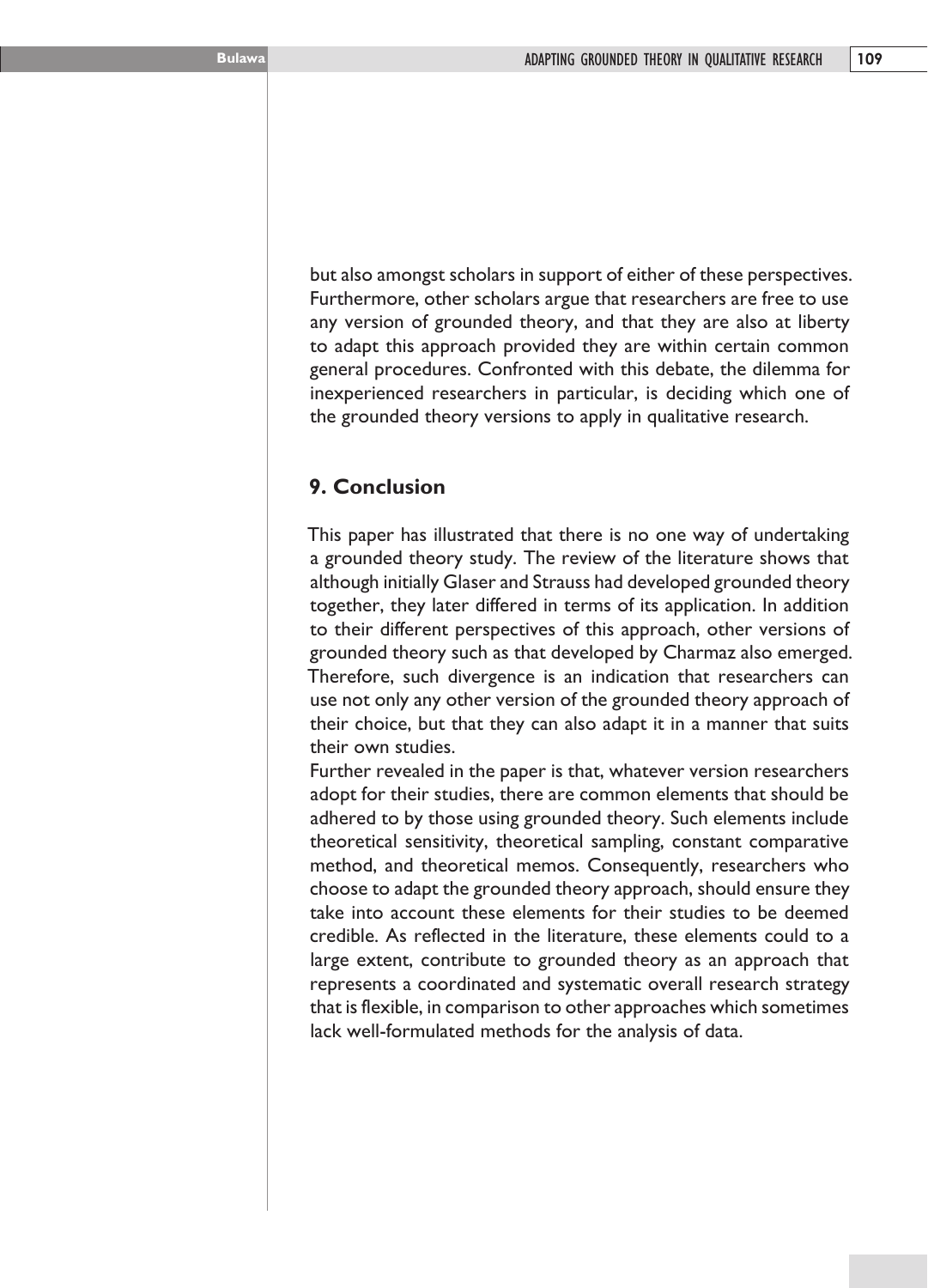but also amongst scholars in support of either of these perspectives. Furthermore, other scholars argue that researchers are free to use any version of grounded theory, and that they are also at liberty to adapt this approach provided they are within certain common general procedures. Confronted with this debate, the dilemma for inexperienced researchers in particular, is deciding which one of the grounded theory versions to apply in qualitative research.

## 9. Conclusion

This paper has illustrated that there is no one way of undertaking a grounded theory study. The review of the literature shows that although initially Glaser and Strauss had developed grounded theory together, they later differed in terms of its application. In addition to their different perspectives of this approach, other versions of grounded theory such as that developed by Charmaz also emerged. Therefore, such divergence is an indication that researchers can use not only any other version of the grounded theory approach of their choice, but that they can also adapt it in a manner that suits their own studies.

Further revealed in the paper is that, whatever version researchers adopt for their studies, there are common elements that should be adhered to by those using grounded theory. Such elements include theoretical sensitivity, theoretical sampling, constant comparative method, and theoretical memos. Consequently, researchers who choose to adapt the grounded theory approach, should ensure they take into account these elements for their studies to be deemed credible. As reflected in the literature, these elements could to a large extent, contribute to grounded theory as an approach that represents a coordinated and systematic overall research strategy that is flexible, in comparison to other approaches which sometimes lack well-formulated methods for the analysis of data.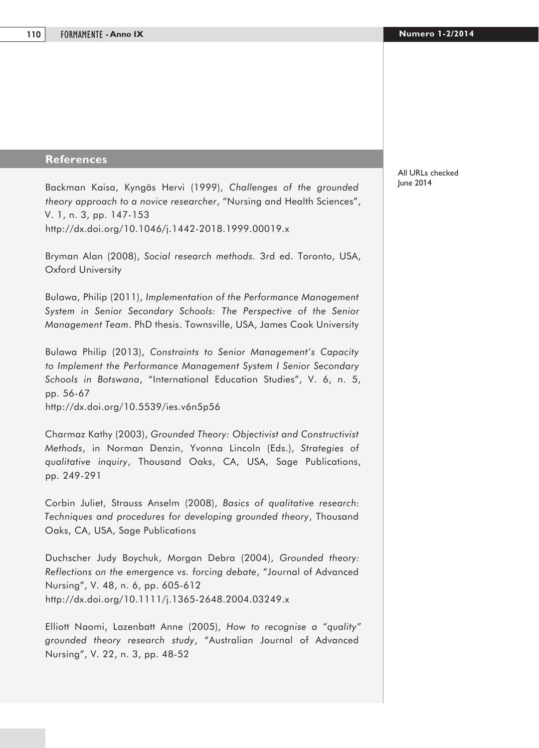## References

All URLs checked June 2014

Backman Kaisa, Kyngäs Hervi (1999), *Challenges of the grounded theory approach to a novice researcher*, "Nursing and Health Sciences", V. 1, n. 3, pp. 147-153
http://dx.doi.org/10.1046/j.1442-2018.1999.00019.x

Bryman Alan (2008), *Social research methods.* 3rd ed. Toronto, USA, Oxford University

Bulawa, Philip (2011), *Implementation of the Performance Management System in Senior Secondary Schools: The Perspective of the Senior Management Team*. PhD thesis. Townsville, USA, James Cook University

Bulawa Philip (2013), *Constraints to Senior Management's Capacity to Implement the Performance Management System I Senior Secondary Schools in Botswana*, "International Education Studies", V. 6, n. 5, pp. 56-67
http://dx.doi.org/10.5539/ies.v6n5p56

Charmaz Kathy (2003), *Grounded Theory: Objectivist and Constructivist Methods*, in Norman Denzin, Yvonna Lincoln (Eds.), *Strategies of qualitative inquiry*, Thousand Oaks, CA, USA, Sage Publications, pp. 249-291

Corbin Juliet, Strauss Anselm (2008), *Basics of qualitative research: Techniques and procedures for developing grounded theory*, Thousand Oaks, CA, USA, Sage Publications

Duchscher Judy Boychuk, Morgan Debra (2004), *Grounded theory: Reflections on the emergence vs. forcing debate*, "Journal of Advanced Nursing", V. 48, n. 6, pp. 605-612
http://dx.doi.org/10.1111/j.1365-2648.2004.03249.x

Elliott Naomi, Lazenbatt Anne (2005), *How to recognise a "quality" grounded theory research study*, "Australian Journal of Advanced Nursing", V. 22, n. 3, pp. 48-52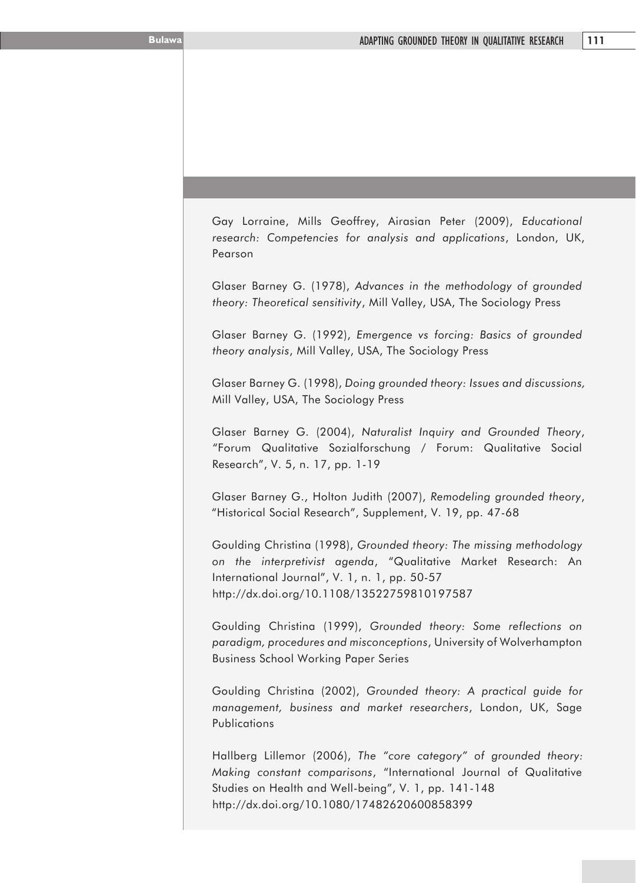Gay Lorraine, Mills Geoffrey, Airasian Peter (2009), *Educational research: Competencies for analysis and applications*, London, UK, Pearson

Glaser Barney G. (1978), *Advances in the methodology of grounded theory: Theoretical sensitivity*, Mill Valley, USA, The Sociology Press

Glaser Barney G. (1992), *Emergence vs forcing: Basics of grounded theory analysis*, Mill Valley, USA, The Sociology Press

Glaser Barney G. (1998), *Doing grounded theory: Issues and discussions,* Mill Valley, USA, The Sociology Press

Glaser Barney G. (2004), *Naturalist Inquiry and Grounded Theory*, "Forum Qualitative Sozialforschung / Forum: Qualitative Social Research", V. 5, n. 17, pp. 1-19

Glaser Barney G., Holton Judith (2007), *Remodeling grounded theory*, "Historical Social Research", Supplement, V. 19, pp. 47-68

Goulding Christina (1998), *Grounded theory: The missing methodology on the interpretivist agenda*, "Qualitative Market Research: An International Journal", V. 1, n. 1, pp. 50-57
http://dx.doi.org/10.1108/13522759810197587

Goulding Christina (1999), *Grounded theory: Some reflections on paradigm, procedures and misconceptions*, University of Wolverhampton Business School Working Paper Series

Goulding Christina (2002), *Grounded theory: A practical guide for management, business and market researchers*, London, UK, Sage Publications

Hallberg Lillemor (2006), *The "core category" of grounded theory: Making constant comparisons*, "International Journal of Qualitative Studies on Health and Well-being", V. 1, pp. 141-148
http://dx.doi.org/10.1080/17482620600858399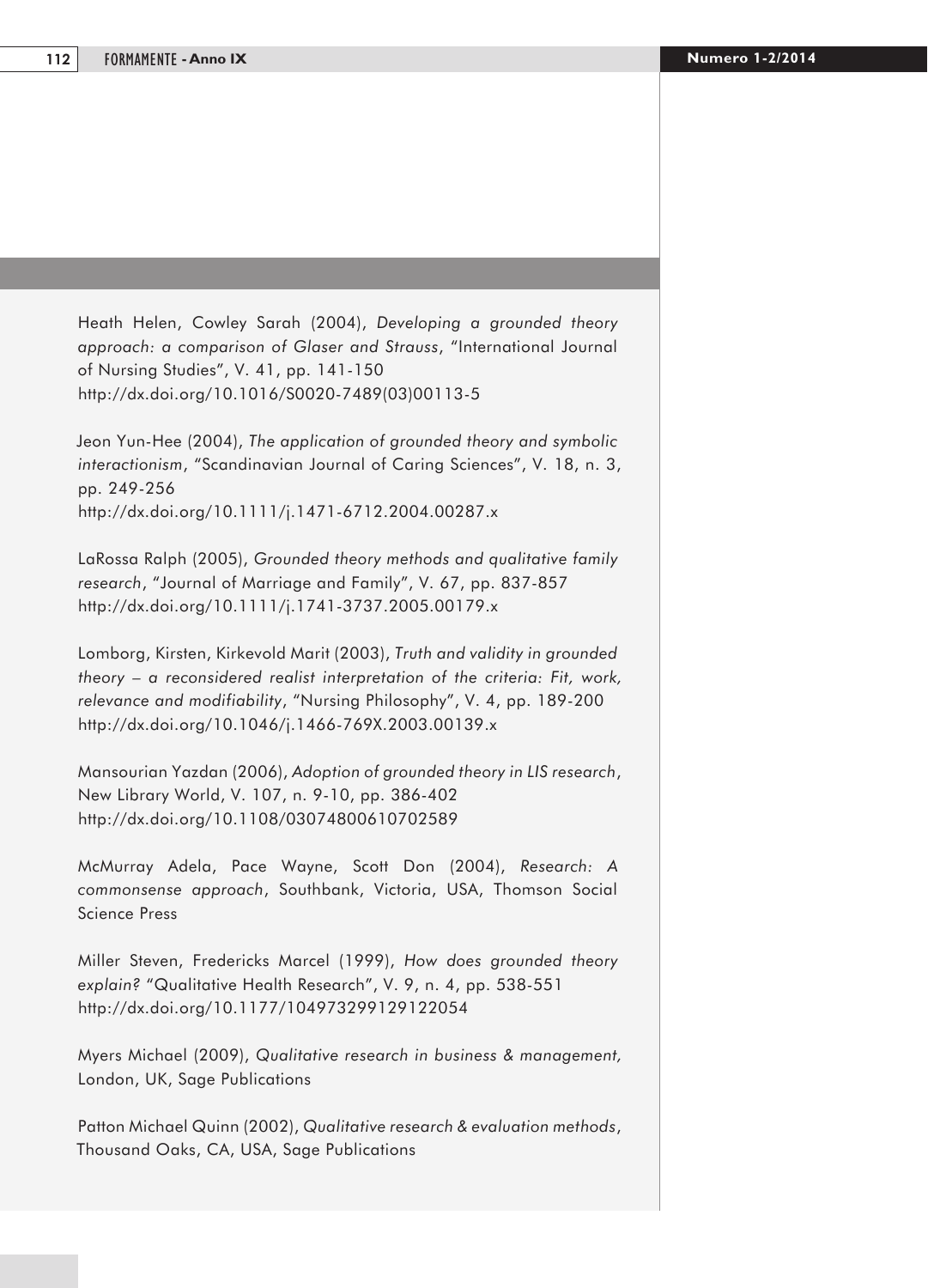Heath Helen, Cowley Sarah (2004), *Developing a grounded theory approach: a comparison of Glaser and Strauss*, "International Journal of Nursing Studies", V. 41, pp. 141-150
http://dx.doi.org/10.1016/S0020-7489(03)00113-5

Jeon Yun-Hee (2004), *The application of grounded theory and symbolic interactionism*, "Scandinavian Journal of Caring Sciences", V. 18, n. 3, pp. 249-256
http://dx.doi.org/10.1111/j.1471-6712.2004.00287.x

LaRossa Ralph (2005), *Grounded theory methods and qualitative family research*, "Journal of Marriage and Family", V. 67, pp. 837-857
http://dx.doi.org/10.1111/j.1741-3737.2005.00179.x

Lomborg, Kirsten, Kirkevold Marit (2003), *Truth and validity in grounded theory – a reconsidered realist interpretation of the criteria: Fit, work, relevance and modifiability*, "Nursing Philosophy", V. 4, pp. 189-200
http://dx.doi.org/10.1046/j.1466-769X.2003.00139.x

Mansourian Yazdan (2006), *Adoption of grounded theory in LIS research*, New Library World, V. 107, n. 9-10, pp. 386-402
http://dx.doi.org/10.1108/03074800610702589

McMurray Adela, Pace Wayne, Scott Don (2004), *Research: A commonsense approach*, Southbank, Victoria, USA, Thomson Social Science Press

Miller Steven, Fredericks Marcel (1999), *How does grounded theory explain?* "Qualitative Health Research", V. 9, n. 4, pp. 538-551
http://dx.doi.org/10.1177/104973299129122054

Myers Michael (2009), *Qualitative research in business & management,* London, UK, Sage Publications

Patton Michael Quinn (2002), *Qualitative research & evaluation methods*, Thousand Oaks, CA, USA, Sage Publications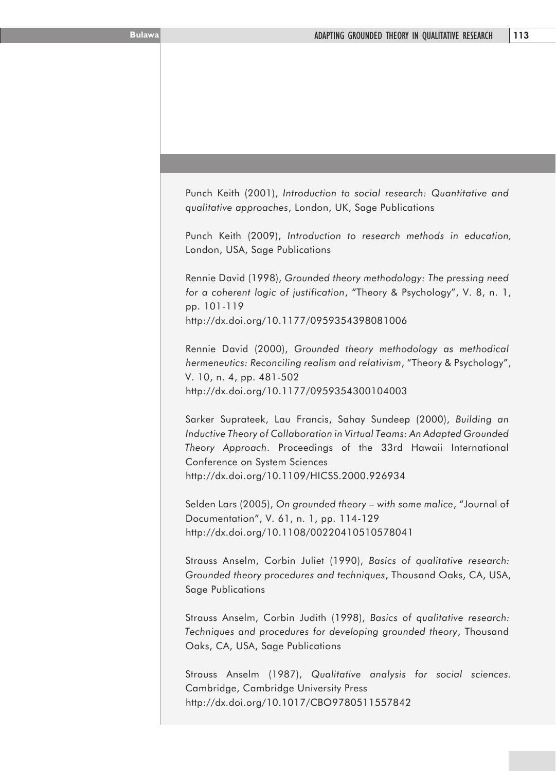Punch Keith (2001), *Introduction to social research: Quantitative and qualitative approaches*, London, UK, Sage Publications

Punch Keith (2009), *Introduction to research methods in education,* London, USA, Sage Publications

Rennie David (1998), *Grounded theory methodology: The pressing need for a coherent logic of justification*, "Theory & Psychology", V. 8, n. 1, pp. 101-119
http://dx.doi.org/10.1177/0959354398081006

Rennie David (2000), *Grounded theory methodology as methodical hermeneutics: Reconciling realism and relativism*, "Theory & Psychology", V. 10, n. 4, pp. 481-502
http://dx.doi.org/10.1177/0959354300104003

Sarker Suprateek, Lau Francis, Sahay Sundeep (2000), *Building an Inductive Theory of Collaboration in Virtual Teams: An Adapted Grounded Theory Approach*. Proceedings of the 33rd Hawaii International Conference on System Sciences
http://dx.doi.org/10.1109/HICSS.2000.926934

Selden Lars (2005), *On grounded theory – with some malice*, "Journal of Documentation", V. 61, n. 1, pp. 114-129
http://dx.doi.org/10.1108/00220410510578041

Strauss Anselm, Corbin Juliet (1990), *Basics of qualitative research: Grounded theory procedures and techniques*, Thousand Oaks, CA, USA, Sage Publications

Strauss Anselm, Corbin Judith (1998), *Basics of qualitative research: Techniques and procedures for developing grounded theory*, Thousand Oaks, CA, USA, Sage Publications

Strauss Anselm (1987), *Qualitative analysis for social sciences*. Cambridge, Cambridge University Press
http://dx.doi.org/10.1017/CBO9780511557842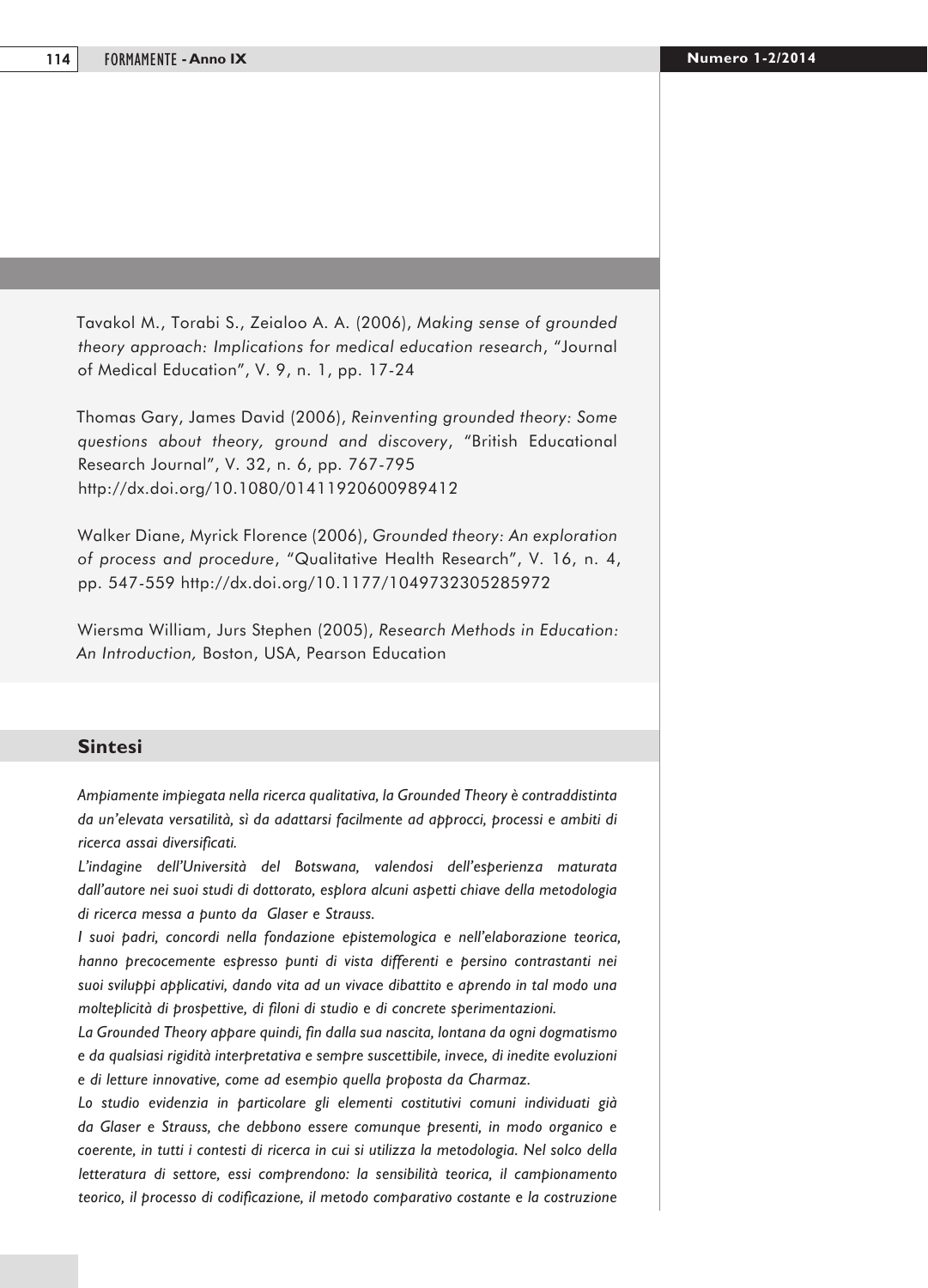Tavakol M., Torabi S., Zeialoo A. A. (2006), *Making sense of grounded theory approach: Implications for medical education research*, "Journal of Medical Education", V. 9, n. 1, pp. 17-24

Thomas Gary, James David (2006), *Reinventing grounded theory: Some questions about theory, ground and discovery*, "British Educational Research Journal", V. 32, n. 6, pp. 767-795 http://dx.doi.org/10.1080/01411920600989412

Walker Diane, Myrick Florence (2006), *Grounded theory: An exploration of process and procedure*, "Qualitative Health Research", V. 16, n. 4, pp. 547-559 http://dx.doi.org/10.1177/1049732305285972

Wiersma William, Jurs Stephen (2005), *Research Methods in Education: An Introduction,* Boston, USA, Pearson Education

## Sintesi

*Ampiamente impiegata nella ricerca qualitativa, la Grounded Theory è contraddistinta da un'elevata versatilità, sì da adattarsi facilmente ad approcci, processi e ambiti di ricerca assai diversificati.*
*L'indagine dell'Università del Botswana, valendosi dell'esperienza maturata dall'autore nei suoi studi di dottorato, esplora alcuni aspetti chiave della metodologia di ricerca messa a punto da Glaser e Strauss.*
*I suoi padri, concordi nella fondazione epistemologica e nell'elaborazione teorica, hanno precocemente espresso punti di vista differenti e persino contrastanti nei suoi sviluppi applicativi, dando vita ad un vivace dibattito e aprendo in tal modo una molteplicità di prospettive, di filoni di studio e di concrete sperimentazioni.*
*La Grounded Theory appare quindi, fin dalla sua nascita, lontana da ogni dogmatismo e da qualsiasi rigidità interpretativa e sempre suscettibile, invece, di inedite evoluzioni e di letture innovative, come ad esempio quella proposta da Charmaz.*
*Lo studio evidenzia in particolare gli elementi costitutivi comuni individuati già da Glaser e Strauss, che debbono essere comunque presenti, in modo organico e coerente, in tutti i contesti di ricerca in cui si utilizza la metodologia. Nel solco della letteratura di settore, essi comprendono: la sensibilità teorica, il campionamento teorico, il processo di codificazione, il metodo comparativo costante e la costruzione*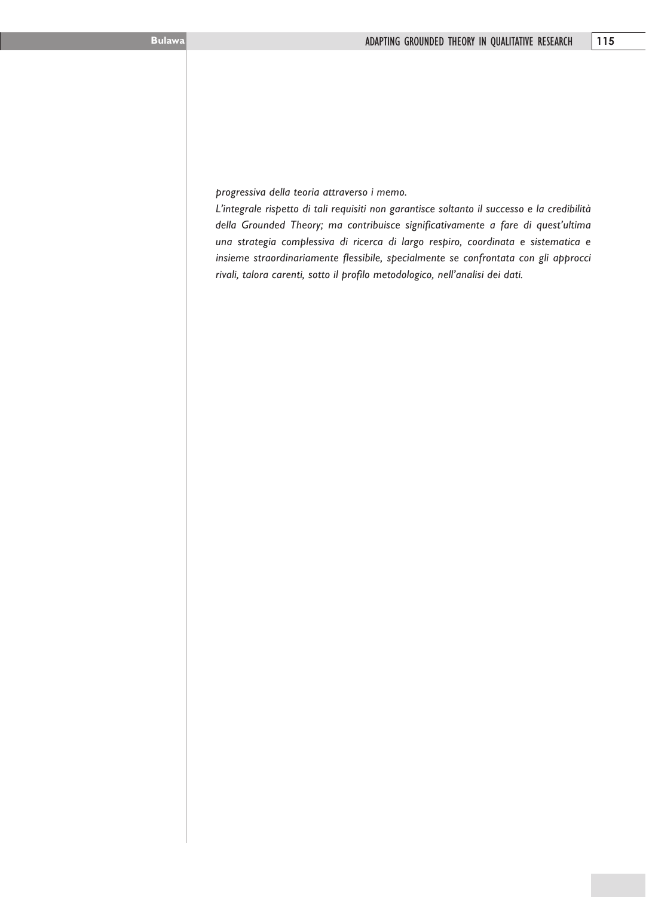*progressiva della teoria attraverso i memo.*

*L'integrale rispetto di tali requisiti non garantisce soltanto il successo e la credibilità della Grounded Theory; ma contribuisce significativamente a fare di quest'ultima una strategia complessiva di ricerca di largo respiro, coordinata e sistematica e insieme straordinariamente flessibile, specialmente se confrontata con gli approcci rivali, talora carenti, sotto il profilo metodologico, nell'analisi dei dati.*